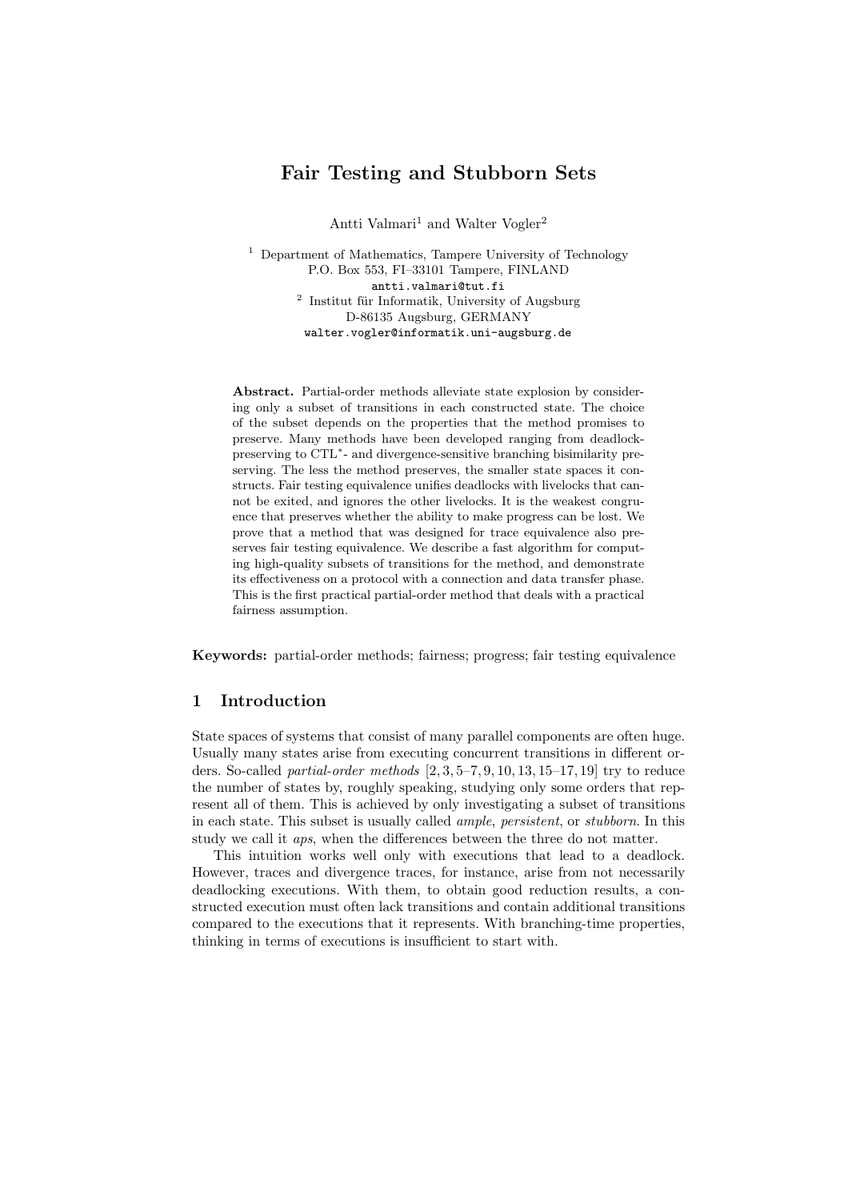# Fair Testing and Stubborn Sets

Antti Valmari[1] and Walter Vogler[2]

[1] Department of Mathematics, Tampere University of Technology
P.O. Box 553, FI–33101 Tampere, FINLAND
antti.valmari@tut.fi

[2] Institut für Informatik, University of Augsburg
D-86135 Augsburg, GERMANY
walter.vogler@informatik.uni-augsburg.de

**Abstract.** Partial-order methods alleviate state explosion by considering only a subset of transitions in each constructed state. The choice of the subset depends on the properties that the method promises to preserve. Many methods have been developed ranging from deadlock-preserving to CTL$^*$- and divergence-sensitive branching bisimilarity preserving. The less the method preserves, the smaller state spaces it constructs. Fair testing equivalence unifies deadlocks with livelocks that cannot be exited, and ignores the other livelocks. It is the weakest congruence that preserves whether the ability to make progress can be lost. We prove that a method that was designed for trace equivalence also preserves fair testing equivalence. We describe a fast algorithm for computing high-quality subsets of transitions for the method, and demonstrate its effectiveness on a protocol with a connection and data transfer phase. This is the first practical partial-order method that deals with a practical fairness assumption.

**Keywords:** partial-order methods; fairness; progress; fair testing equivalence

## 1 Introduction

State spaces of systems that consist of many parallel components are often huge. Usually many states arise from executing concurrent transitions in different orders. So-called *partial-order methods* [2, 3, 5–7, 9, 10, 13, 15–17, 19] try to reduce the number of states by, roughly speaking, studying only some orders that represent all of them. This is achieved by only investigating a subset of transitions in each state. This subset is usually called *ample*, *persistent*, or *stubborn*. In this study we call it *aps*, when the differences between the three do not matter.

This intuition works well only with executions that lead to a deadlock. However, traces and divergence traces, for instance, arise from not necessarily deadlocking executions. With them, to obtain good reduction results, a constructed execution must often lack transitions and contain additional transitions compared to the executions that it represents. With branching-time properties, thinking in terms of executions is insufficient to start with.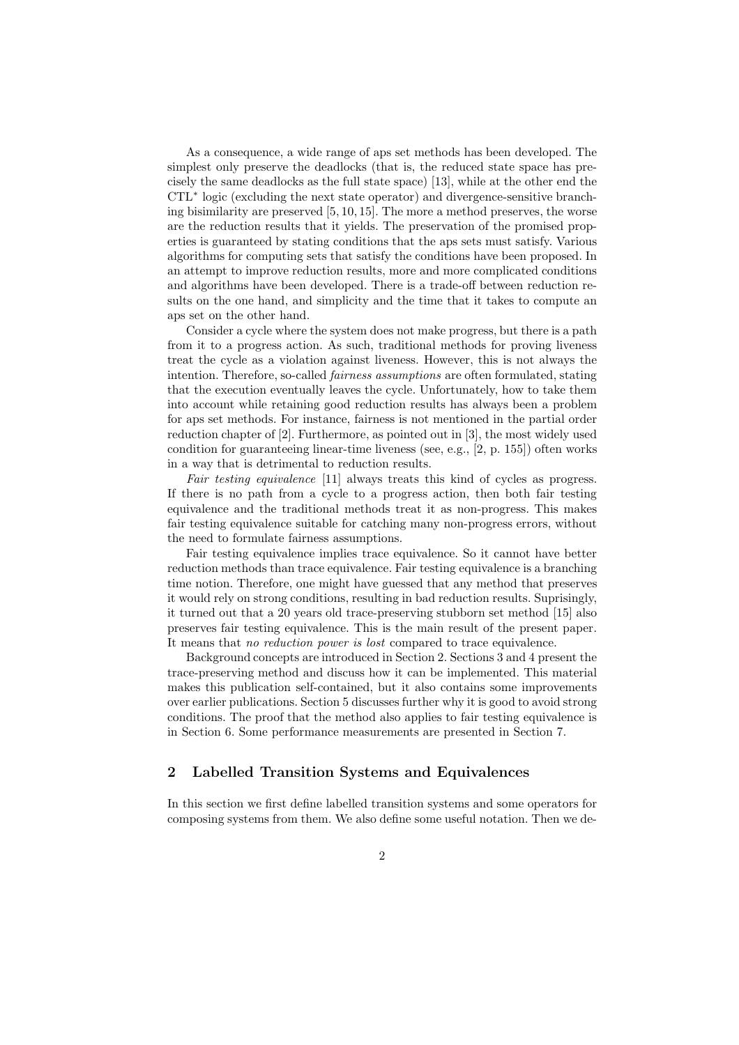As a consequence, a wide range of aps set methods has been developed. The simplest only preserve the deadlocks (that is, the reduced state space has precisely the same deadlocks as the full state space) [13], while at the other end the CTL$^*$ logic (excluding the next state operator) and divergence-sensitive branching bisimilarity are preserved [5, 10, 15]. The more a method preserves, the worse are the reduction results that it yields. The preservation of the promised properties is guaranteed by stating conditions that the aps sets must satisfy. Various algorithms for computing sets that satisfy the conditions have been proposed. In an attempt to improve reduction results, more and more complicated conditions and algorithms have been developed. There is a trade-off between reduction results on the one hand, and simplicity and the time that it takes to compute an aps set on the other hand.

Consider a cycle where the system does not make progress, but there is a path from it to a progress action. As such, traditional methods for proving liveness treat the cycle as a violation against liveness. However, this is not always the intention. Therefore, so-called *fairness assumptions* are often formulated, stating that the execution eventually leaves the cycle. Unfortunately, how to take them into account while retaining good reduction results has always been a problem for aps set methods. For instance, fairness is not mentioned in the partial order reduction chapter of [2]. Furthermore, as pointed out in [3], the most widely used condition for guaranteeing linear-time liveness (see, e.g., [2, p. 155]) often works in a way that is detrimental to reduction results.

*Fair testing equivalence* [11] always treats this kind of cycles as progress. If there is no path from a cycle to a progress action, then both fair testing equivalence and the traditional methods treat it as non-progress. This makes fair testing equivalence suitable for catching many non-progress errors, without the need to formulate fairness assumptions.

Fair testing equivalence implies trace equivalence. So it cannot have better reduction methods than trace equivalence. Fair testing equivalence is a branching time notion. Therefore, one might have guessed that any method that preserves it would rely on strong conditions, resulting in bad reduction results. Suprisingly, it turned out that a 20 years old trace-preserving stubborn set method [15] also preserves fair testing equivalence. This is the main result of the present paper. It means that *no reduction power is lost* compared to trace equivalence.

Background concepts are introduced in Section 2. Sections 3 and 4 present the trace-preserving method and discuss how it can be implemented. This material makes this publication self-contained, but it also contains some improvements over earlier publications. Section 5 discusses further why it is good to avoid strong conditions. The proof that the method also applies to fair testing equivalence is in Section 6. Some performance measurements are presented in Section 7.

## 2 Labelled Transition Systems and Equivalences

In this section we first define labelled transition systems and some operators for composing systems from them. We also define some useful notation. Then we de-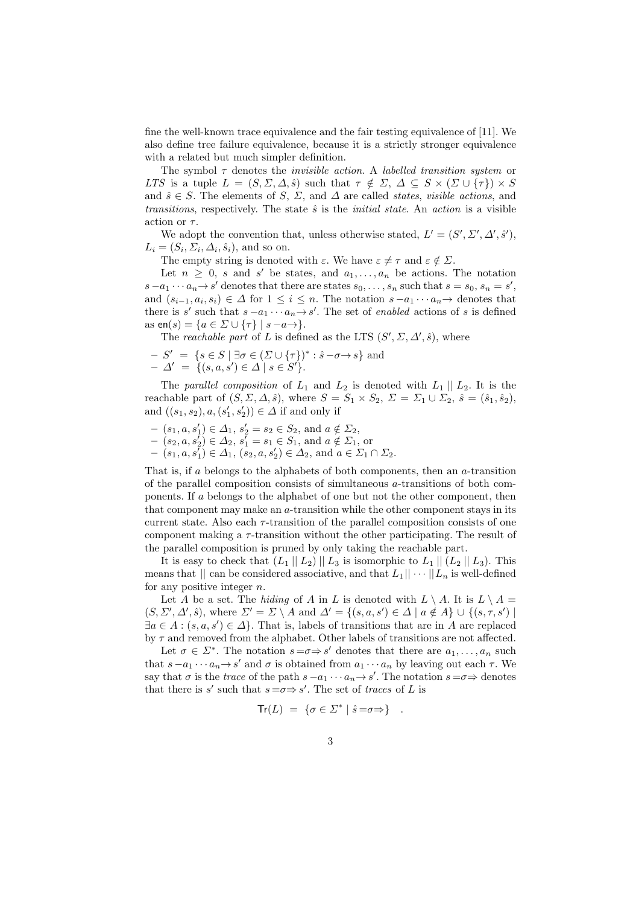fine the well-known trace equivalence and the fair testing equivalence of [11]. We also define tree failure equivalence, because it is a strictly stronger equivalence with a related but much simpler definition.

The symbol $\tau$ denotes the *invisible action*. A *labelled transition system* or *LTS* is a tuple $L = (S, \Sigma, \Delta, \hat{s})$ such that $\tau \notin \Sigma$, $\Delta \subseteq S \times (\Sigma \cup \{\tau\}) \times S$ and $\hat{s} \in S$. The elements of $S$, $\Sigma$, and $\Delta$ are called *states*, *visible actions*, and *transitions*, respectively. The state $\hat{s}$ is the *initial state*. An *action* is a visible action or $\tau$.

We adopt the convention that, unless otherwise stated, $L' = (S', \Sigma', \Delta', \hat{s}')$, $L_i = (S_i, \Sigma_i, \Delta_i, \hat{s}_i)$, and so on.

The empty string is denoted with $\varepsilon$. We have $\varepsilon \neq \tau$ and $\varepsilon \notin \Sigma$.

Let $n \geq 0$, $s$ and $s'$ be states, and $a_1, \ldots, a_n$ be actions. The notation $s -a_1 \cdots a_n\rightarrow s'$ denotes that there are states $s_0, \ldots, s_n$ such that $s = s_0$, $s_n = s'$, and $(s_{i-1}, a_i, s_i) \in \Delta$ for $1 \leq i \leq n$. The notation $s -a_1 \cdots a_n\rightarrow$ denotes that there is $s'$ such that $s -a_1 \cdots a_n\rightarrow s'$. The set of *enabled* actions of $s$ is defined as $\mathsf{en}(s) = \{a \in \Sigma \cup \{\tau\} \mid s -a\rightarrow\}$.

The *reachable part* of $L$ is defined as the LTS $(S', \Sigma, \Delta', \hat{s})$, where

- $S' = \{s \in S \mid \exists \sigma \in (\Sigma \cup \{\tau\})^* : \hat{s} -\sigma\rightarrow s\}$ and
- $\Delta' = \{(s, a, s') \in \Delta \mid s \in S'\}$.

The *parallel composition* of $L_1$ and $L_2$ is denoted with $L_1 \,||\, L_2$. It is the reachable part of $(S, \Sigma, \Delta, \hat{s})$, where $S = S_1 \times S_2$, $\Sigma = \Sigma_1 \cup \Sigma_2$, $\hat{s} = (\hat{s}_1, \hat{s}_2)$, and $((s_1, s_2), a, (s_1', s_2')) \in \Delta$ if and only if

- $(s_1, a, s_1') \in \Delta_1$, $s_2' = s_2 \in S_2$, and $a \notin \Sigma_2$,
- $(s_2, a, s_2') \in \Delta_2$, $s_1' = s_1 \in S_1$, and $a \notin \Sigma_1$, or
- $(s_1, a, s_1') \in \Delta_1$, $(s_2, a, s_2') \in \Delta_2$, and $a \in \Sigma_1 \cap \Sigma_2$.

That is, if $a$ belongs to the alphabets of both components, then an $a$-transition of the parallel composition consists of simultaneous $a$-transitions of both components. If $a$ belongs to the alphabet of one but not the other component, then that component may make an $a$-transition while the other component stays in its current state. Also each $\tau$-transition of the parallel composition consists of one component making a $\tau$-transition without the other participating. The result of the parallel composition is pruned by only taking the reachable part.

It is easy to check that $(L_1 \,||\, L_2) \,||\, L_3$ is isomorphic to $L_1 \,||\, (L_2 \,||\, L_3)$. This means that $||$ can be considered associative, and that $L_1 \,||\, \cdots \,||\, L_n$ is well-defined for any positive integer $n$.

Let $A$ be a set. The *hiding* of $A$ in $L$ is denoted with $L \setminus A$. It is $L \setminus A = (S, \Sigma', \Delta', \hat{s})$, where $\Sigma' = \Sigma \setminus A$ and $\Delta' = \{(s, a, s') \in \Delta \mid a \notin A\} \cup \{(s, \tau, s') \mid \exists a \in A : (s, a, s') \in \Delta\}$. That is, labels of transitions that are in $A$ are replaced by $\tau$ and removed from the alphabet. Other labels of transitions are not affected.

Let $\sigma \in \Sigma^*$. The notation $s =\sigma\Rightarrow s'$ denotes that there are $a_1, \ldots, a_n$ such that $s -a_1 \cdots a_n\rightarrow s'$ and $\sigma$ is obtained from $a_1 \cdots a_n$ by leaving out each $\tau$. We say that $\sigma$ is the *trace* of the path $s -a_1 \cdots a_n\rightarrow s'$. The notation $s =\sigma\Rightarrow$ denotes that there is $s'$ such that $s =\sigma\Rightarrow s'$. The set of *traces* of $L$ is

$$\mathsf{Tr}(L) \;=\; \{\sigma \in \Sigma^* \mid \hat{s} =\sigma\Rightarrow\} \quad .$$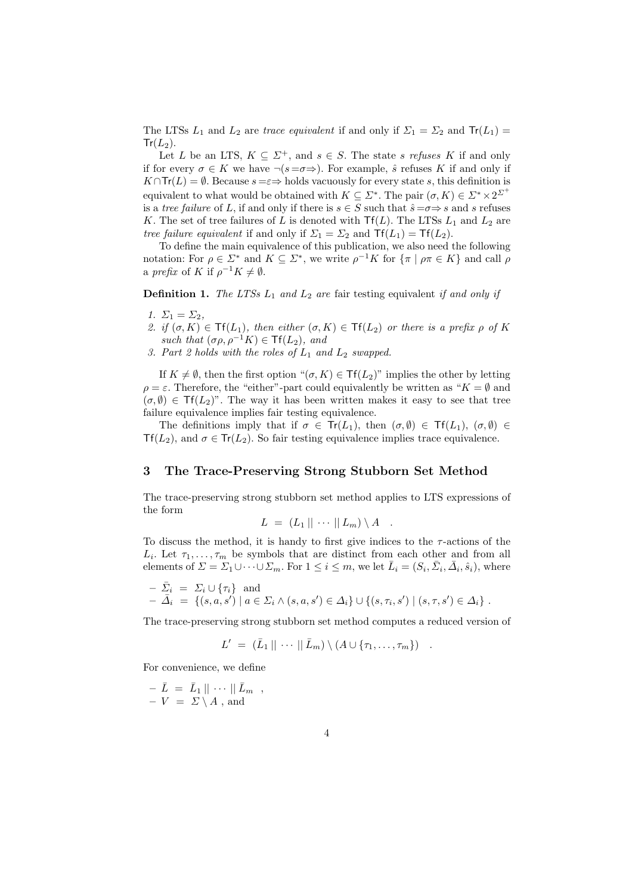The LTSs $L_1$ and $L_2$ are *trace equivalent* if and only if $\Sigma_1 = \Sigma_2$ and $\mathsf{Tr}(L_1) = \mathsf{Tr}(L_2)$.

Let $L$ be an LTS, $K \subseteq \Sigma^+$, and $s \in S$. The state $s$ *refuses* $K$ if and only if for every $\sigma \in K$ we have $\neg(s = \sigma \Rightarrow)$. For example, $\hat{s}$ refuses $K$ if and only if $K \cap \mathsf{Tr}(L) = \emptyset$. Because $s = \varepsilon \Rightarrow$ holds vacuously for every state $s$, this definition is equivalent to what would be obtained with $K \subseteq \Sigma^*$. The pair $(\sigma, K) \in \Sigma^* \times 2^{\Sigma^+}$ is a *tree failure* of $L$, if and only if there is $s \in S$ such that $\hat{s} = \sigma \Rightarrow s$ and $s$ refuses $K$. The set of tree failures of $L$ is denoted with $\mathsf{Tf}(L)$. The LTSs $L_1$ and $L_2$ are *tree failure equivalent* if and only if $\Sigma_1 = \Sigma_2$ and $\mathsf{Tf}(L_1) = \mathsf{Tf}(L_2)$.

To define the main equivalence of this publication, we also need the following notation: For $\rho \in \Sigma^*$ and $K \subseteq \Sigma^*$, we write $\rho^{-1}K$ for $\{\pi \mid \rho\pi \in K\}$ and call $\rho$ a *prefix* of $K$ if $\rho^{-1}K \neq \emptyset$.

**Definition 1.** *The LTSs $L_1$ and $L_2$ are* fair testing equivalent *if and only if*

1. *$\Sigma_1 = \Sigma_2$,*
2. *if $(\sigma, K) \in \mathsf{Tf}(L_1)$, then either $(\sigma, K) \in \mathsf{Tf}(L_2)$ or there is a prefix $\rho$ of $K$ such that $(\sigma\rho, \rho^{-1}K) \in \mathsf{Tf}(L_2)$, and*
3. *Part 2 holds with the roles of $L_1$ and $L_2$ swapped.*

If $K \neq \emptyset$, then the first option "$(\sigma, K) \in \mathsf{Tf}(L_2)$" implies the other by letting $\rho = \varepsilon$. Therefore, the "either"-part could equivalently be written as "$K = \emptyset$ and $(\sigma, \emptyset) \in \mathsf{Tf}(L_2)$". The way it has been written makes it easy to see that tree failure equivalence implies fair testing equivalence.

The definitions imply that if $\sigma \in \mathsf{Tr}(L_1)$, then $(\sigma, \emptyset) \in \mathsf{Tf}(L_1)$, $(\sigma, \emptyset) \in \mathsf{Tf}(L_2)$, and $\sigma \in \mathsf{Tr}(L_2)$. So fair testing equivalence implies trace equivalence.

## 3 The Trace-Preserving Strong Stubborn Set Method

The trace-preserving strong stubborn set method applies to LTS expressions of the form

$$L \;=\; (L_1 \,||\, \cdots \,||\, L_m) \setminus A \quad .$$

To discuss the method, it is handy to first give indices to the $\tau$-actions of the $L_i$. Let $\tau_1, \ldots, \tau_m$ be symbols that are distinct from each other and from all elements of $\Sigma = \Sigma_1 \cup \cdots \cup \Sigma_m$. For $1 \leq i \leq m$, we let $\bar{L}_i = (S_i, \bar{\Sigma}_i, \bar{\Delta}_i, \hat{s}_i)$, where

- $\bar{\Sigma}_i \;=\; \Sigma_i \cup \{\tau_i\}$ and
- $\bar{\Delta}_i \;=\; \{(s, a, s') \mid a \in \Sigma_i \wedge (s, a, s') \in \Delta_i\} \cup \{(s, \tau_i, s') \mid (s, \tau, s') \in \Delta_i\}$ .

The trace-preserving strong stubborn set method computes a reduced version of

$$L' \;=\; (\bar{L}_1 \,||\, \cdots \,||\, \bar{L}_m) \setminus (A \cup \{\tau_1, \ldots, \tau_m\}) \quad .$$

For convenience, we define

- $\bar{L} \;=\; \bar{L}_1 \,||\, \cdots \,||\, \bar{L}_m$ ,
- $V \;=\; \Sigma \setminus A$ , and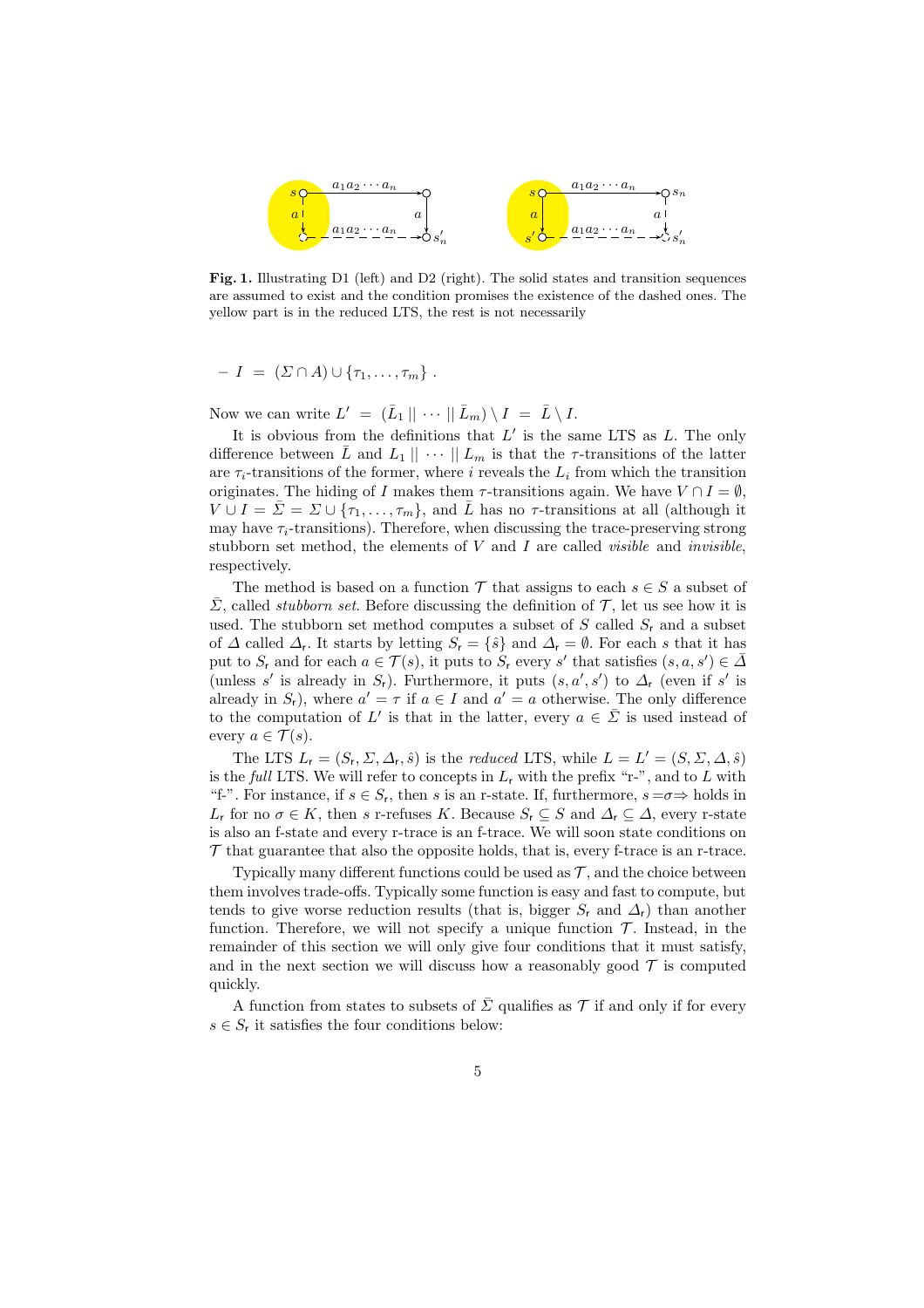**Fig. 1.** Illustrating D1 (left) and D2 (right). The solid states and transition sequences are assumed to exist and the condition promises the existence of the dashed ones. The yellow part is in the reduced LTS, the rest is not necessarily

– $I \;=\; (\Sigma \cap A) \cup \{\tau_1, \ldots, \tau_m\}$ .

Now we can write $L' \;=\; (\bar{L}_1 \,||\, \cdots \,||\, \bar{L}_m) \setminus I \;=\; \bar{L} \setminus I$.

It is obvious from the definitions that $L'$ is the same LTS as $L$. The only difference between $\bar{L}$ and $L_1 \,||\, \cdots \,||\, L_m$ is that the $\tau$-transitions of the latter are $\tau_i$-transitions of the former, where $i$ reveals the $L_i$ from which the transition originates. The hiding of $I$ makes them $\tau$-transitions again. We have $V \cap I = \emptyset$, $V \cup I = \bar{\Sigma} = \Sigma \cup \{\tau_1, \ldots, \tau_m\}$, and $\bar{L}$ has no $\tau$-transitions at all (although it may have $\tau_i$-transitions). Therefore, when discussing the trace-preserving strong stubborn set method, the elements of $V$ and $I$ are called *visible* and *invisible*, respectively.

The method is based on a function $\mathcal{T}$ that assigns to each $s \in S$ a subset of $\bar{\Sigma}$, called *stubborn set*. Before discussing the definition of $\mathcal{T}$, let us see how it is used. The stubborn set method computes a subset of $S$ called $S_\mathsf{r}$ and a subset of $\Delta$ called $\Delta_\mathsf{r}$. It starts by letting $S_\mathsf{r} = \{\hat{s}\}$ and $\Delta_\mathsf{r} = \emptyset$. For each $s$ that it has put to $S_\mathsf{r}$ and for each $a \in \mathcal{T}(s)$, it puts to $S_\mathsf{r}$ every $s'$ that satisfies $(s, a, s') \in \bar{\Delta}$ (unless $s'$ is already in $S_\mathsf{r}$). Furthermore, it puts $(s, a', s')$ to $\Delta_\mathsf{r}$ (even if $s'$ is already in $S_\mathsf{r}$), where $a' = \tau$ if $a \in I$ and $a' = a$ otherwise. The only difference to the computation of $L'$ is that in the latter, every $a \in \bar{\Sigma}$ is used instead of every $a \in \mathcal{T}(s)$.

The LTS $L_\mathsf{r} = (S_\mathsf{r}, \Sigma, \Delta_\mathsf{r}, \hat{s})$ is the *reduced* LTS, while $L = L' = (S, \Sigma, \Delta, \hat{s})$ is the *full* LTS. We will refer to concepts in $L_\mathsf{r}$ with the prefix "r-", and to $L$ with "f-". For instance, if $s \in S_\mathsf{r}$, then $s$ is an r-state. If, furthermore, $s =\!\sigma\!\Rightarrow$ holds in $L_\mathsf{r}$ for no $\sigma \in K$, then $s$ r-refuses $K$. Because $S_\mathsf{r} \subseteq S$ and $\Delta_\mathsf{r} \subseteq \Delta$, every r-state is also an f-state and every r-trace is an f-trace. We will soon state conditions on $\mathcal{T}$ that guarantee that also the opposite holds, that is, every f-trace is an r-trace.

Typically many different functions could be used as $\mathcal{T}$, and the choice between them involves trade-offs. Typically some function is easy and fast to compute, but tends to give worse reduction results (that is, bigger $S_\mathsf{r}$ and $\Delta_\mathsf{r}$) than another function. Therefore, we will not specify a unique function $\mathcal{T}$. Instead, in the remainder of this section we will only give four conditions that it must satisfy, and in the next section we will discuss how a reasonably good $\mathcal{T}$ is computed quickly.

A function from states to subsets of $\bar{\Sigma}$ qualifies as $\mathcal{T}$ if and only if for every $s \in S_\mathsf{r}$ it satisfies the four conditions below: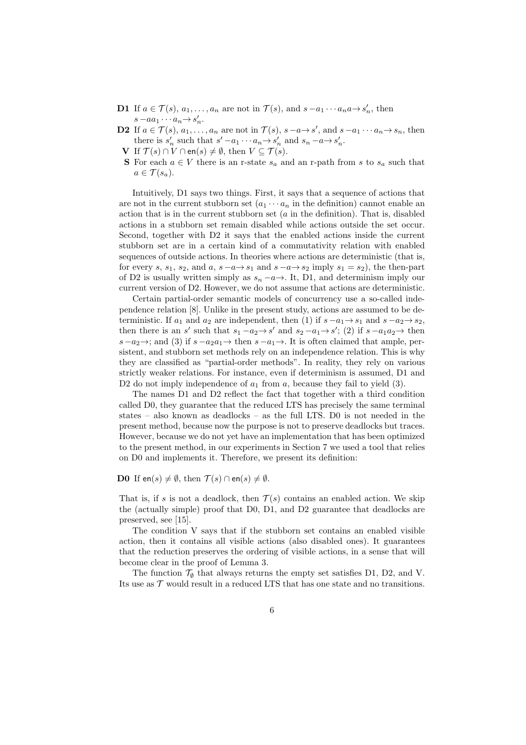**D1** If $a \in \mathcal{T}(s)$, $a_1, \ldots, a_n$ are not in $\mathcal{T}(s)$, and $s -a_1 \cdots a_n a\rightarrow s'_n$, then $s -a a_1 \cdots a_n\rightarrow s'_n$.

**D2** If $a \in \mathcal{T}(s)$, $a_1, \ldots, a_n$ are not in $\mathcal{T}(s)$, $s -a\rightarrow s'$, and $s -a_1 \cdots a_n\rightarrow s_n$, then there is $s'_n$ such that $s' -a_1 \cdots a_n\rightarrow s'_n$ and $s_n -a\rightarrow s'_n$.

**V** If $\mathcal{T}(s) \cap V \cap \mathsf{en}(s) \neq \emptyset$, then $V \subseteq \mathcal{T}(s)$.

**S** For each $a \in V$ there is an r-state $s_a$ and an r-path from $s$ to $s_a$ such that $a \in \mathcal{T}(s_a)$.

Intuitively, D1 says two things. First, it says that a sequence of actions that are not in the current stubborn set ($a_1 \cdots a_n$ in the definition) cannot enable an action that is in the current stubborn set ($a$ in the definition). That is, disabled actions in a stubborn set remain disabled while actions outside the set occur. Second, together with D2 it says that the enabled actions inside the current stubborn set are in a certain kind of a commutativity relation with enabled sequences of outside actions. In theories where actions are deterministic (that is, for every $s$, $s_1$, $s_2$, and $a$, $s -a\rightarrow s_1$ and $s -a\rightarrow s_2$ imply $s_1 = s_2$), the then-part of D2 is usually written simply as $s_n -a\rightarrow$. It, D1, and determinism imply our current version of D2. However, we do not assume that actions are deterministic.

Certain partial-order semantic models of concurrency use a so-called independence relation [8]. Unlike in the present study, actions are assumed to be deterministic. If $a_1$ and $a_2$ are independent, then (1) if $s -a_1\rightarrow s_1$ and $s -a_2\rightarrow s_2$, then there is an $s'$ such that $s_1 -a_2\rightarrow s'$ and $s_2 -a_1\rightarrow s'$; (2) if $s -a_1 a_2\rightarrow$ then $s -a_2\rightarrow$; and (3) if $s -a_2 a_1\rightarrow$ then $s -a_1\rightarrow$. It is often claimed that ample, persistent, and stubborn set methods rely on an independence relation. This is why they are classified as "partial-order methods". In reality, they rely on various strictly weaker relations. For instance, even if determinism is assumed, D1 and D2 do not imply independence of $a_1$ from $a$, because they fail to yield (3).

The names D1 and D2 reflect the fact that together with a third condition called D0, they guarantee that the reduced LTS has precisely the same terminal states – also known as deadlocks – as the full LTS. D0 is not needed in the present method, because now the purpose is not to preserve deadlocks but traces. However, because we do not yet have an implementation that has been optimized to the present method, in our experiments in Section 7 we used a tool that relies on D0 and implements it. Therefore, we present its definition:

**D0** If $\mathsf{en}(s) \neq \emptyset$, then $\mathcal{T}(s) \cap \mathsf{en}(s) \neq \emptyset$.

That is, if $s$ is not a deadlock, then $\mathcal{T}(s)$ contains an enabled action. We skip the (actually simple) proof that D0, D1, and D2 guarantee that deadlocks are preserved, see [15].

The condition V says that if the stubborn set contains an enabled visible action, then it contains all visible actions (also disabled ones). It guarantees that the reduction preserves the ordering of visible actions, in a sense that will become clear in the proof of Lemma 3.

The function $\mathcal{T}_\emptyset$ that always returns the empty set satisfies D1, D2, and V. Its use as $\mathcal{T}$ would result in a reduced LTS that has one state and no transitions.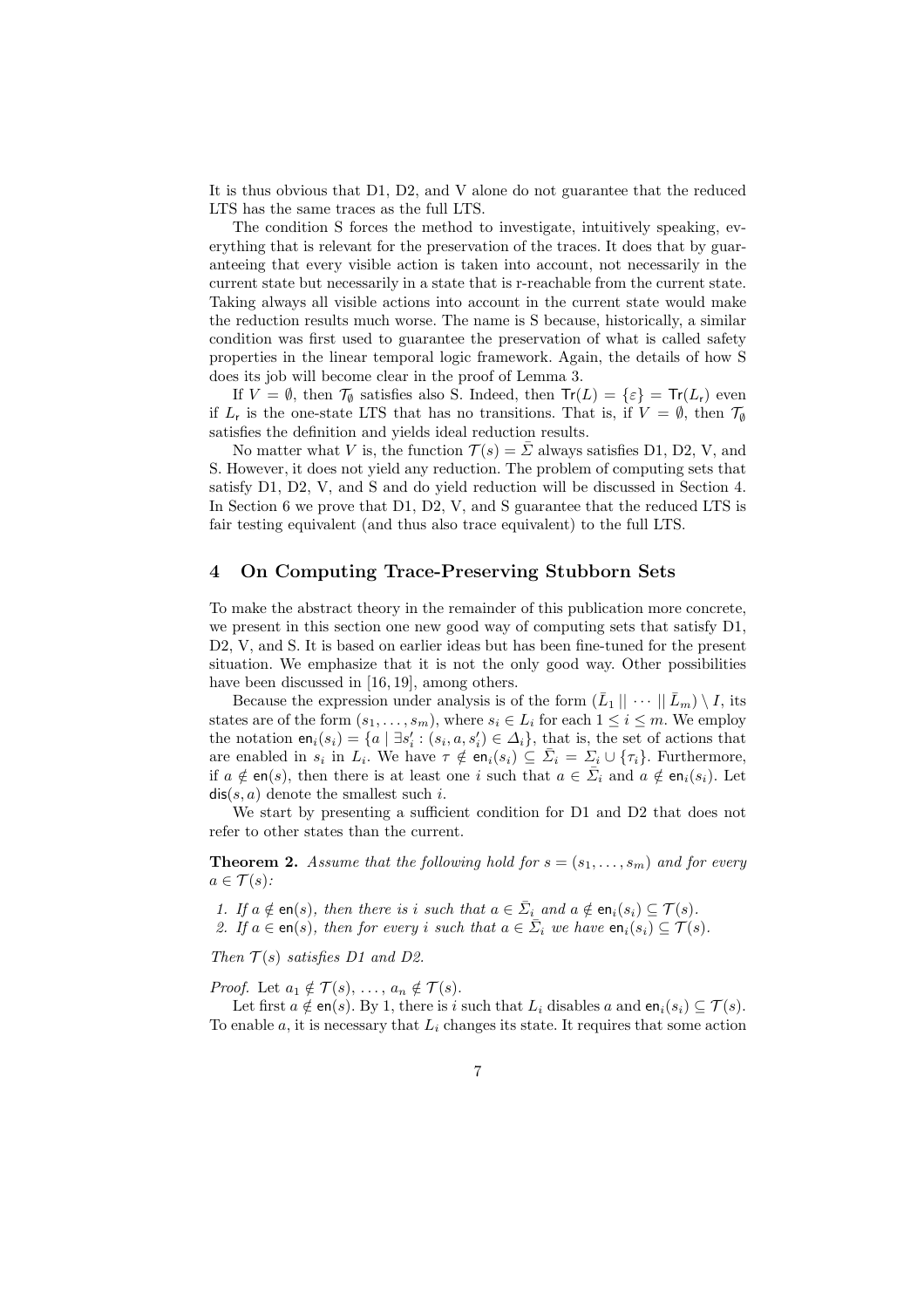It is thus obvious that D1, D2, and V alone do not guarantee that the reduced LTS has the same traces as the full LTS.

The condition S forces the method to investigate, intuitively speaking, everything that is relevant for the preservation of the traces. It does that by guaranteeing that every visible action is taken into account, not necessarily in the current state but necessarily in a state that is r-reachable from the current state. Taking always all visible actions into account in the current state would make the reduction results much worse. The name is S because, historically, a similar condition was first used to guarantee the preservation of what is called safety properties in the linear temporal logic framework. Again, the details of how S does its job will become clear in the proof of Lemma 3.

If $V = \emptyset$, then $\mathcal{T}_\emptyset$ satisfies also S. Indeed, then $\mathsf{Tr}(L) = \{\varepsilon\} = \mathsf{Tr}(L_\mathsf{r})$ even if $L_\mathsf{r}$ is the one-state LTS that has no transitions. That is, if $V = \emptyset$, then $\mathcal{T}_\emptyset$ satisfies the definition and yields ideal reduction results.

No matter what $V$ is, the function $\mathcal{T}(s) = \bar{\Sigma}$ always satisfies D1, D2, V, and S. However, it does not yield any reduction. The problem of computing sets that satisfy D1, D2, V, and S and do yield reduction will be discussed in Section 4. In Section 6 we prove that D1, D2, V, and S guarantee that the reduced LTS is fair testing equivalent (and thus also trace equivalent) to the full LTS.

## 4 On Computing Trace-Preserving Stubborn Sets

To make the abstract theory in the remainder of this publication more concrete, we present in this section one new good way of computing sets that satisfy D1, D2, V, and S. It is based on earlier ideas but has been fine-tuned for the present situation. We emphasize that it is not the only good way. Other possibilities have been discussed in [16, 19], among others.

Because the expression under analysis is of the form $(\bar{L}_1 \mid\mid \cdots \mid\mid \bar{L}_m) \setminus I$, its states are of the form $(s_1, \ldots, s_m)$, where $s_i \in L_i$ for each $1 \leq i \leq m$. We employ the notation $\mathsf{en}_i(s_i) = \{a \mid \exists s_i' : (s_i, a, s_i') \in \Delta_i\}$, that is, the set of actions that are enabled in $s_i$ in $L_i$. We have $\tau \notin \mathsf{en}_i(s_i) \subseteq \bar{\Sigma}_i = \Sigma_i \cup \{\tau_i\}$. Furthermore, if $a \notin \mathsf{en}(s)$, then there is at least one $i$ such that $a \in \bar{\Sigma}_i$ and $a \notin \mathsf{en}_i(s_i)$. Let $\mathsf{dis}(s, a)$ denote the smallest such $i$.

We start by presenting a sufficient condition for D1 and D2 that does not refer to other states than the current.

**Theorem 2.** *Assume that the following hold for $s = (s_1, \ldots, s_m)$ and for every $a \in \mathcal{T}(s)$:*

1. *If $a \notin \mathsf{en}(s)$, then there is $i$ such that $a \in \bar{\Sigma}_i$ and $a \notin \mathsf{en}_i(s_i) \subseteq \mathcal{T}(s)$.*
2. *If $a \in \mathsf{en}(s)$, then for every $i$ such that $a \in \bar{\Sigma}_i$ we have $\mathsf{en}_i(s_i) \subseteq \mathcal{T}(s)$.*

*Then $\mathcal{T}(s)$ satisfies D1 and D2.*

*Proof.* Let $a_1 \notin \mathcal{T}(s)$, ..., $a_n \notin \mathcal{T}(s)$.

Let first $a \notin \mathsf{en}(s)$. By 1, there is $i$ such that $L_i$ disables $a$ and $\mathsf{en}_i(s_i) \subseteq \mathcal{T}(s)$. To enable $a$, it is necessary that $L_i$ changes its state. It requires that some action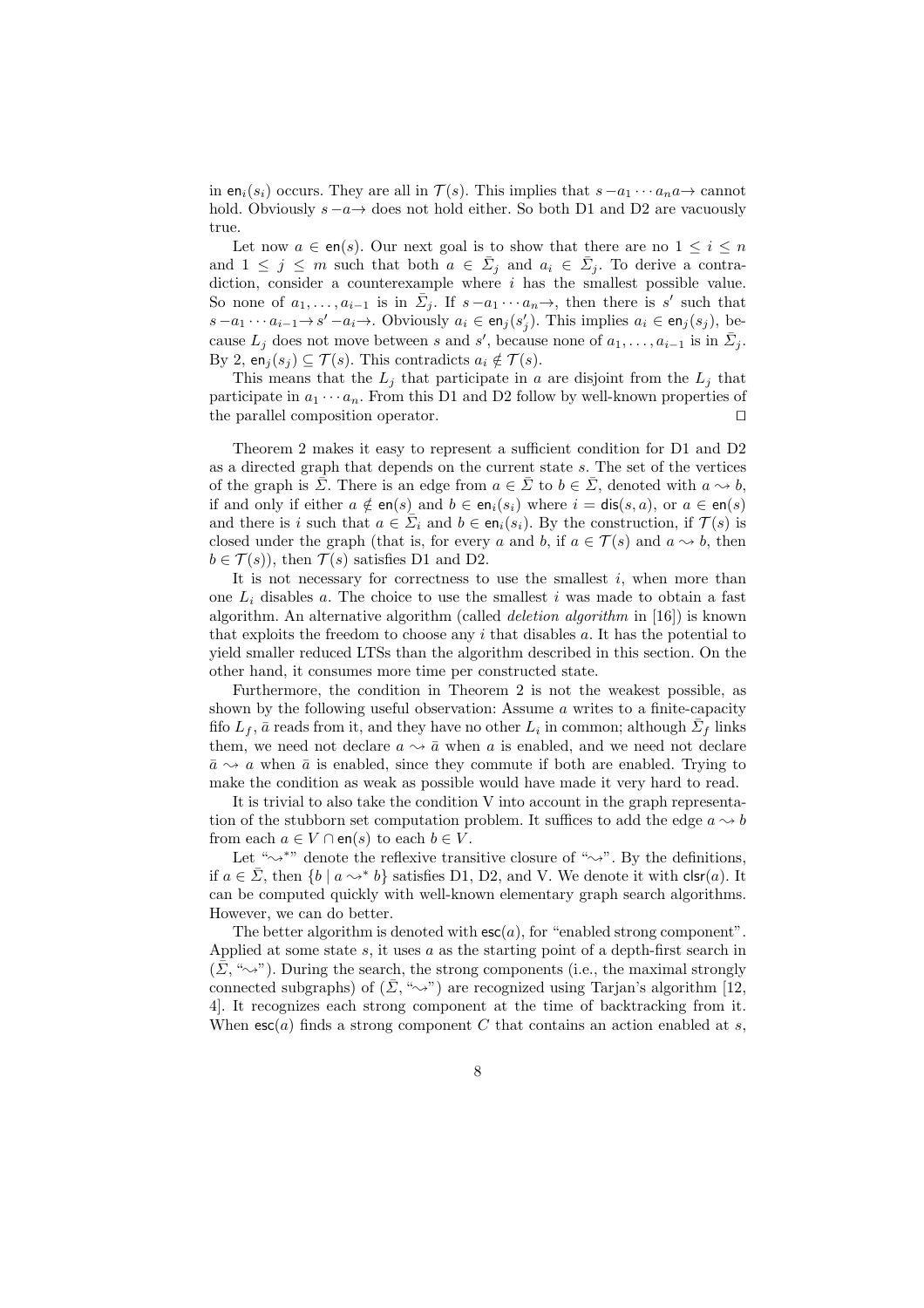in $\mathsf{en}_i(s_i)$ occurs. They are all in $\mathcal{T}(s)$. This implies that $s - a_1 \cdots a_n a \rightarrow$ cannot hold. Obviously $s - a \rightarrow$ does not hold either. So both D1 and D2 are vacuously true.

Let now $a \in \mathsf{en}(s)$. Our next goal is to show that there are no $1 \leq i \leq n$ and $1 \leq j \leq m$ such that both $a \in \bar{\Sigma}_j$ and $a_i \in \bar{\Sigma}_j$. To derive a contradiction, consider a counterexample where $i$ has the smallest possible value. So none of $a_1, \ldots, a_{i-1}$ is in $\bar{\Sigma}_j$. If $s - a_1 \cdots a_n \rightarrow$, then there is $s'$ such that $s - a_1 \cdots a_{i-1} \rightarrow s' - a_i \rightarrow$. Obviously $a_i \in \mathsf{en}_j(s'_j)$. This implies $a_i \in \mathsf{en}_j(s_j)$, because $L_j$ does not move between $s$ and $s'$, because none of $a_1, \ldots, a_{i-1}$ is in $\bar{\Sigma}_j$. By 2, $\mathsf{en}_j(s_j) \subseteq \mathcal{T}(s)$. This contradicts $a_i \notin \mathcal{T}(s)$.

This means that the $L_j$ that participate in $a$ are disjoint from the $L_j$ that participate in $a_1 \cdots a_n$. From this D1 and D2 follow by well-known properties of the parallel composition operator. □

Theorem 2 makes it easy to represent a sufficient condition for D1 and D2 as a directed graph that depends on the current state $s$. The set of the vertices of the graph is $\bar{\Sigma}$. There is an edge from $a \in \bar{\Sigma}$ to $b \in \bar{\Sigma}$, denoted with $a \rightsquigarrow b$, if and only if either $a \notin \mathsf{en}(s)$ and $b \in \mathsf{en}_i(s_i)$ where $i = \mathsf{dis}(s, a)$, or $a \in \mathsf{en}(s)$ and there is $i$ such that $a \in \bar{\Sigma}_i$ and $b \in \mathsf{en}_i(s_i)$. By the construction, if $\mathcal{T}(s)$ is closed under the graph (that is, for every $a$ and $b$, if $a \in \mathcal{T}(s)$ and $a \rightsquigarrow b$, then $b \in \mathcal{T}(s)$), then $\mathcal{T}(s)$ satisfies D1 and D2.

It is not necessary for correctness to use the smallest $i$, when more than one $L_i$ disables $a$. The choice to use the smallest $i$ was made to obtain a fast algorithm. An alternative algorithm (called *deletion algorithm* in [16]) is known that exploits the freedom to choose any $i$ that disables $a$. It has the potential to yield smaller reduced LTSs than the algorithm described in this section. On the other hand, it consumes more time per constructed state.

Furthermore, the condition in Theorem 2 is not the weakest possible, as shown by the following useful observation: Assume $a$ writes to a finite-capacity fifo $L_f$, $\bar{a}$ reads from it, and they have no other $L_i$ in common; although $\bar{\Sigma}_f$ links them, we need not declare $a \rightsquigarrow \bar{a}$ when $a$ is enabled, and we need not declare $\bar{a} \rightsquigarrow a$ when $\bar{a}$ is enabled, since they commute if both are enabled. Trying to make the condition as weak as possible would have made it very hard to read.

It is trivial to also take the condition V into account in the graph representation of the stubborn set computation problem. It suffices to add the edge $a \rightsquigarrow b$ from each $a \in V \cap \mathsf{en}(s)$ to each $b \in V$.

Let "$\rightsquigarrow^*$" denote the reflexive transitive closure of "$\rightsquigarrow$". By the definitions, if $a \in \bar{\Sigma}$, then $\{b \mid a \rightsquigarrow^* b\}$ satisfies D1, D2, and V. We denote it with $\mathsf{clsr}(a)$. It can be computed quickly with well-known elementary graph search algorithms. However, we can do better.

The better algorithm is denoted with $\mathsf{esc}(a)$, for "enabled strong component". Applied at some state $s$, it uses $a$ as the starting point of a depth-first search in $(\bar{\Sigma}, \text{"}\rightsquigarrow\text{"})$. During the search, the strong components (i.e., the maximal strongly connected subgraphs) of $(\bar{\Sigma}, \text{"}\rightsquigarrow\text{"})$ are recognized using Tarjan's algorithm [12, 4]. It recognizes each strong component at the time of backtracking from it. When $\mathsf{esc}(a)$ finds a strong component $C$ that contains an action enabled at $s$,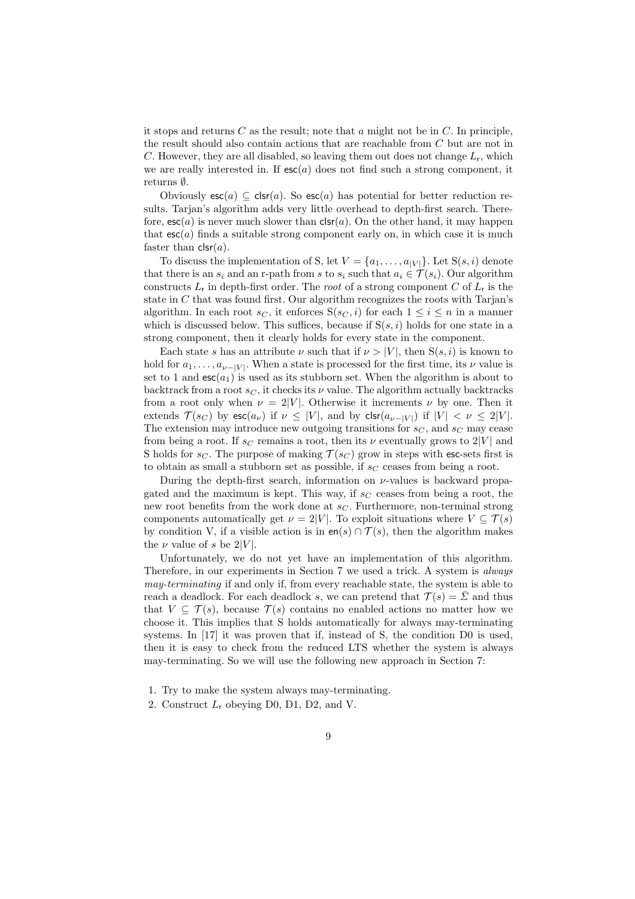it stops and returns $C$ as the result; note that $a$ might not be in $C$. In principle, the result should also contain actions that are reachable from $C$ but are not in $C$. However, they are all disabled, so leaving them out does not change $L_\mathsf{r}$, which we are really interested in. If $\mathsf{esc}(a)$ does not find such a strong component, it returns $\emptyset$.

Obviously $\mathsf{esc}(a) \subseteq \mathsf{clsr}(a)$. So $\mathsf{esc}(a)$ has potential for better reduction results. Tarjan's algorithm adds very little overhead to depth-first search. Therefore, $\mathsf{esc}(a)$ is never much slower than $\mathsf{clsr}(a)$. On the other hand, it may happen that $\mathsf{esc}(a)$ finds a suitable strong component early on, in which case it is much faster than $\mathsf{clsr}(a)$.

To discuss the implementation of S, let $V = \{a_1, \ldots, a_{|V|}\}$. Let $\mathrm{S}(s,i)$ denote that there is an $s_i$ and an r-path from $s$ to $s_i$ such that $a_i \in \mathcal{T}(s_i)$. Our algorithm constructs $L_\mathsf{r}$ in depth-first order. The *root* of a strong component $C$ of $L_\mathsf{r}$ is the state in $C$ that was found first. Our algorithm recognizes the roots with Tarjan's algorithm. In each root $s_C$, it enforces $\mathrm{S}(s_C, i)$ for each $1 \leq i \leq n$ in a manner which is discussed below. This suffices, because if $\mathrm{S}(s,i)$ holds for one state in a strong component, then it clearly holds for every state in the component.

Each state $s$ has an attribute $\nu$ such that if $\nu > |V|$, then $\mathrm{S}(s,i)$ is known to hold for $a_1, \ldots, a_{\nu-|V|}$. When a state is processed for the first time, its $\nu$ value is set to 1 and $\mathsf{esc}(a_1)$ is used as its stubborn set. When the algorithm is about to backtrack from a root $s_C$, it checks its $\nu$ value. The algorithm actually backtracks from a root only when $\nu = 2|V|$. Otherwise it increments $\nu$ by one. Then it extends $\mathcal{T}(s_C)$ by $\mathsf{esc}(a_\nu)$ if $\nu \leq |V|$, and by $\mathsf{clsr}(a_{\nu-|V|})$ if $|V| < \nu \leq 2|V|$. The extension may introduce new outgoing transitions for $s_C$, and $s_C$ may cease from being a root. If $s_C$ remains a root, then its $\nu$ eventually grows to $2|V|$ and S holds for $s_C$. The purpose of making $\mathcal{T}(s_C)$ grow in steps with $\mathsf{esc}$-sets first is to obtain as small a stubborn set as possible, if $s_C$ ceases from being a root.

During the depth-first search, information on $\nu$-values is backward propagated and the maximum is kept. This way, if $s_C$ ceases from being a root, the new root benefits from the work done at $s_C$. Furthermore, non-terminal strong components automatically get $\nu = 2|V|$. To exploit situations where $V \subseteq \mathcal{T}(s)$ by condition V, if a visible action is in $\mathsf{en}(s) \cap \mathcal{T}(s)$, then the algorithm makes the $\nu$ value of $s$ be $2|V|$.

Unfortunately, we do not yet have an implementation of this algorithm. Therefore, in our experiments in Section 7 we used a trick. A system is *always may-terminating* if and only if, from every reachable state, the system is able to reach a deadlock. For each deadlock $s$, we can pretend that $\mathcal{T}(s) = \bar{\Sigma}$ and thus that $V \subseteq \mathcal{T}(s)$, because $\mathcal{T}(s)$ contains no enabled actions no matter how we choose it. This implies that S holds automatically for always may-terminating systems. In [17] it was proven that if, instead of S, the condition D0 is used, then it is easy to check from the reduced LTS whether the system is always may-terminating. So we will use the following new approach in Section 7:

1. Try to make the system always may-terminating.
2. Construct $L_\mathsf{r}$ obeying D0, D1, D2, and V.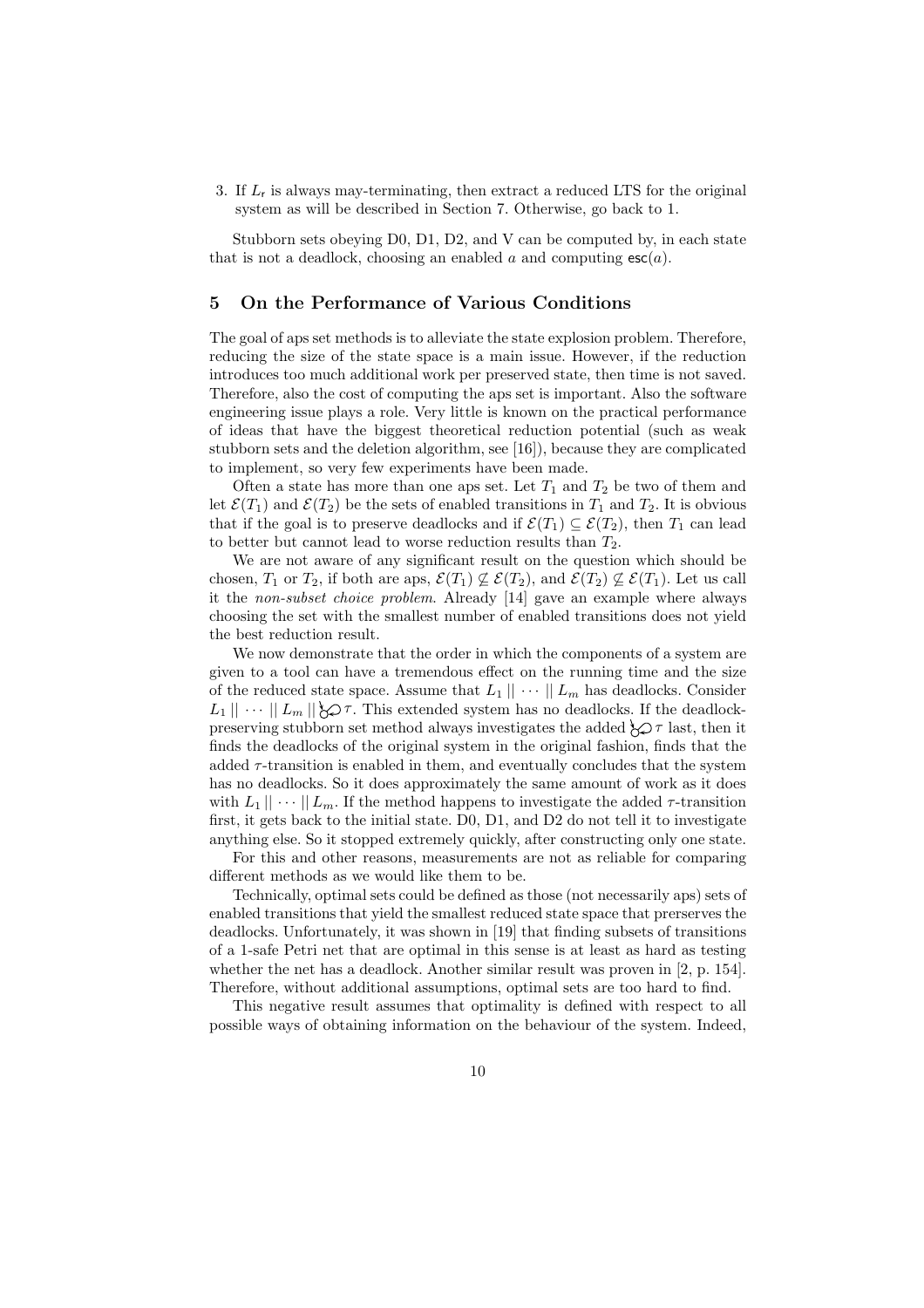3. If $L_r$ is always may-terminating, then extract a reduced LTS for the original system as will be described in Section 7. Otherwise, go back to 1.

Stubborn sets obeying D0, D1, D2, and V can be computed by, in each state that is not a deadlock, choosing an enabled $a$ and computing $\mathsf{esc}(a)$.

## 5 On the Performance of Various Conditions

The goal of aps set methods is to alleviate the state explosion problem. Therefore, reducing the size of the state space is a main issue. However, if the reduction introduces too much additional work per preserved state, then time is not saved. Therefore, also the cost of computing the aps set is important. Also the software engineering issue plays a role. Very little is known on the practical performance of ideas that have the biggest theoretical reduction potential (such as weak stubborn sets and the deletion algorithm, see [16]), because they are complicated to implement, so very few experiments have been made.

Often a state has more than one aps set. Let $T_1$ and $T_2$ be two of them and let $\mathcal{E}(T_1)$ and $\mathcal{E}(T_2)$ be the sets of enabled transitions in $T_1$ and $T_2$. It is obvious that if the goal is to preserve deadlocks and if $\mathcal{E}(T_1) \subseteq \mathcal{E}(T_2)$, then $T_1$ can lead to better but cannot lead to worse reduction results than $T_2$.

We are not aware of any significant result on the question which should be chosen, $T_1$ or $T_2$, if both are aps, $\mathcal{E}(T_1) \not\subseteq \mathcal{E}(T_2)$, and $\mathcal{E}(T_2) \not\subseteq \mathcal{E}(T_1)$. Let us call it the *non-subset choice problem*. Already [14] gave an example where always choosing the set with the smallest number of enabled transitions does not yield the best reduction result.

We now demonstrate that the order in which the components of a system are given to a tool can have a tremendous effect on the running time and the size of the reduced state space. Assume that $L_1 \,||\, \cdots \,||\, L_m$ has deadlocks. Consider $L_1 \,||\, \cdots \,||\, L_m \,||\, \circlearrowleft\tau$. This extended system has no deadlocks. If the deadlock-preserving stubborn set method always investigates the added $\circlearrowleft\tau$ last, then it finds the deadlocks of the original system in the original fashion, finds that the added $\tau$-transition is enabled in them, and eventually concludes that the system has no deadlocks. So it does approximately the same amount of work as it does with $L_1 \,||\, \cdots \,||\, L_m$. If the method happens to investigate the added $\tau$-transition first, it gets back to the initial state. D0, D1, and D2 do not tell it to investigate anything else. So it stopped extremely quickly, after constructing only one state.

For this and other reasons, measurements are not as reliable for comparing different methods as we would like them to be.

Technically, optimal sets could be defined as those (not necessarily aps) sets of enabled transitions that yield the smallest reduced state space that prerserves the deadlocks. Unfortunately, it was shown in [19] that finding subsets of transitions of a 1-safe Petri net that are optimal in this sense is at least as hard as testing whether the net has a deadlock. Another similar result was proven in [2, p. 154]. Therefore, without additional assumptions, optimal sets are too hard to find.

This negative result assumes that optimality is defined with respect to all possible ways of obtaining information on the behaviour of the system. Indeed,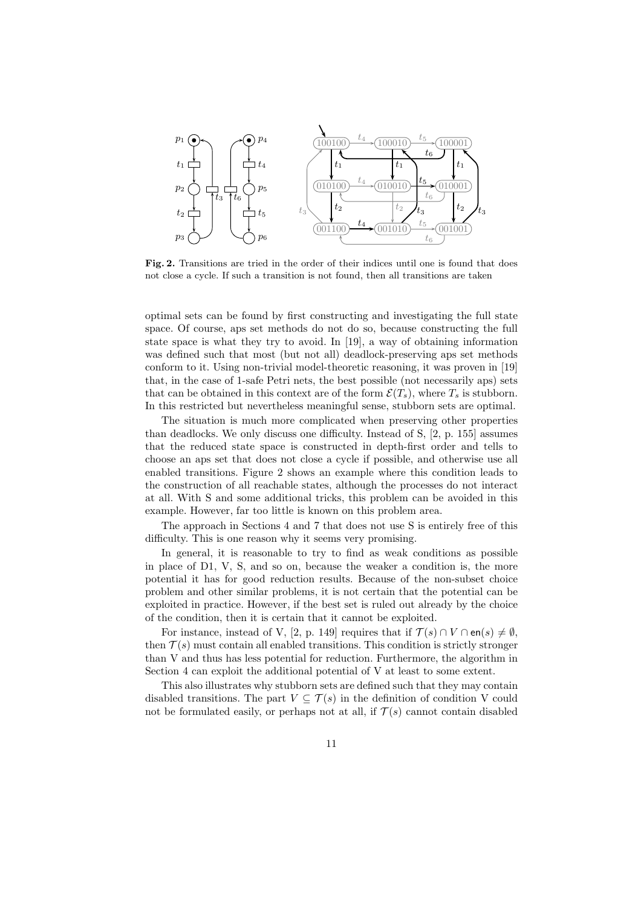**Fig. 2.** Transitions are tried in the order of their indices until one is found that does not close a cycle. If such a transition is not found, then all transitions are taken

optimal sets can be found by first constructing and investigating the full state space. Of course, aps set methods do not do so, because constructing the full state space is what they try to avoid. In [19], a way of obtaining information was defined such that most (but not all) deadlock-preserving aps set methods conform to it. Using non-trivial model-theoretic reasoning, it was proven in [19] that, in the case of 1-safe Petri nets, the best possible (not necessarily aps) sets that can be obtained in this context are of the form $\mathcal{E}(T_s)$, where $T_s$ is stubborn. In this restricted but nevertheless meaningful sense, stubborn sets are optimal.

The situation is much more complicated when preserving other properties than deadlocks. We only discuss one difficulty. Instead of S, [2, p. 155] assumes that the reduced state space is constructed in depth-first order and tells to choose an aps set that does not close a cycle if possible, and otherwise use all enabled transitions. Figure 2 shows an example where this condition leads to the construction of all reachable states, although the processes do not interact at all. With S and some additional tricks, this problem can be avoided in this example. However, far too little is known on this problem area.

The approach in Sections 4 and 7 that does not use S is entirely free of this difficulty. This is one reason why it seems very promising.

In general, it is reasonable to try to find as weak conditions as possible in place of D1, V, S, and so on, because the weaker a condition is, the more potential it has for good reduction results. Because of the non-subset choice problem and other similar problems, it is not certain that the potential can be exploited in practice. However, if the best set is ruled out already by the choice of the condition, then it is certain that it cannot be exploited.

For instance, instead of V, [2, p. 149] requires that if $\mathcal{T}(s) \cap V \cap \mathsf{en}(s) \neq \emptyset$, then $\mathcal{T}(s)$ must contain all enabled transitions. This condition is strictly stronger than V and thus has less potential for reduction. Furthermore, the algorithm in Section 4 can exploit the additional potential of V at least to some extent.

This also illustrates why stubborn sets are defined such that they may contain disabled transitions. The part $V \subseteq \mathcal{T}(s)$ in the definition of condition V could not be formulated easily, or perhaps not at all, if $\mathcal{T}(s)$ cannot contain disabled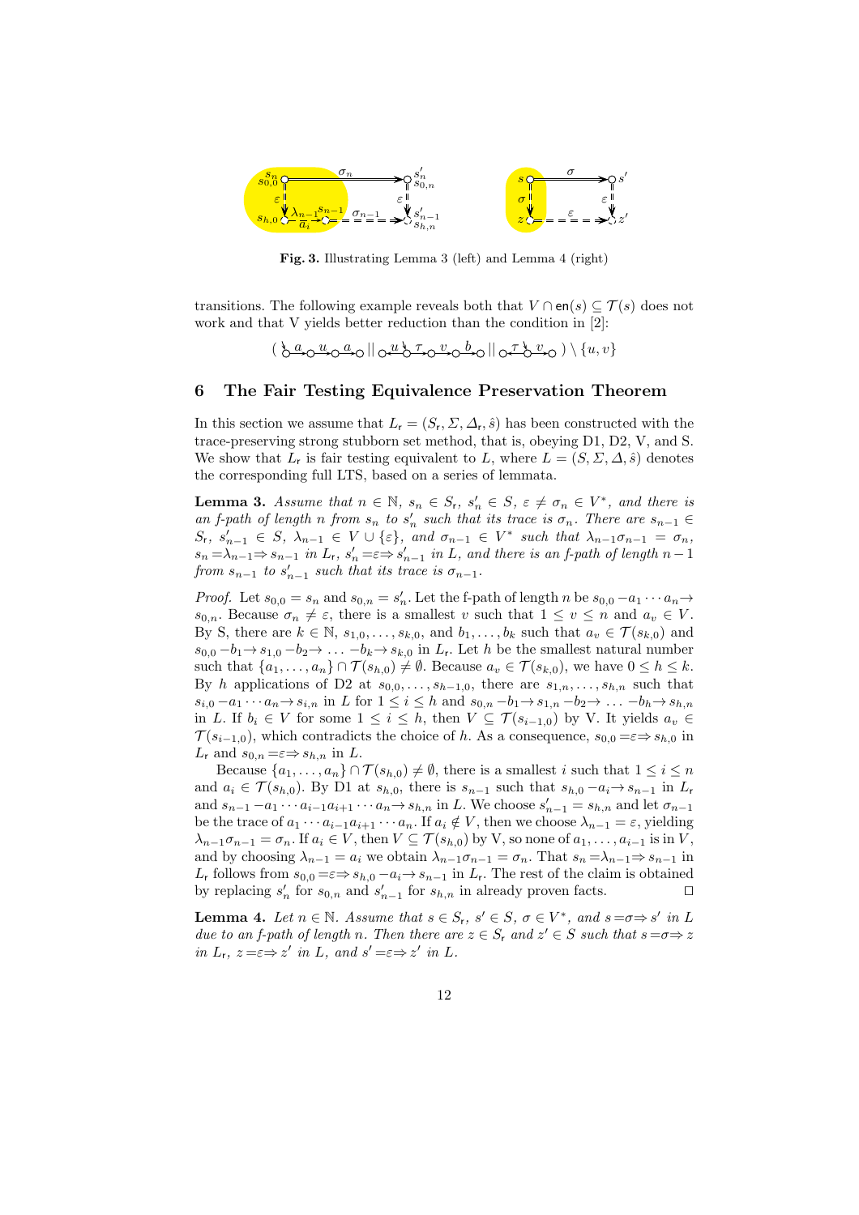**Fig. 3.** Illustrating Lemma 3 (left) and Lemma 4 (right)

transitions. The following example reveals both that $V \cap \mathsf{en}(s) \subseteq \mathcal{T}(s)$ does not work and that V yields better reduction than the condition in [2]:

$$( \circ \xrightarrow{a} \circ \xrightarrow{u} \circ \xrightarrow{a} \circ \;||\; \circ \xrightarrow{u} \circ \xrightarrow{\tau} \circ \xrightarrow{v} \circ \xrightarrow{b} \circ \;||\; \circ \xrightarrow{\tau} \circ \xrightarrow{v} \circ ) \setminus \{u, v\}$$

## 6 The Fair Testing Equivalence Preservation Theorem

In this section we assume that $L_\mathsf{r} = (S_\mathsf{r}, \Sigma, \Delta_\mathsf{r}, \hat{s})$ has been constructed with the trace-preserving strong stubborn set method, that is, obeying D1, D2, V, and S. We show that $L_\mathsf{r}$ is fair testing equivalent to $L$, where $L = (S, \Sigma, \Delta, \hat{s})$ denotes the corresponding full LTS, based on a series of lemmata.

**Lemma 3.** *Assume that $n \in \mathbb{N}$, $s_n \in S_\mathsf{r}$, $s'_n \in S$, $\varepsilon \neq \sigma_n \in V^*$, and there is an f-path of length $n$ from $s_n$ to $s'_n$ such that its trace is $\sigma_n$. There are $s_{n-1} \in S_\mathsf{r}$, $s'_{n-1} \in S$, $\lambda_{n-1} \in V \cup \{\varepsilon\}$, and $\sigma_{n-1} \in V^*$ such that $\lambda_{n-1}\sigma_{n-1} = \sigma_n$, $s_n =\lambda_{n-1}\Rightarrow s_{n-1}$ in $L_\mathsf{r}$, $s'_n =\varepsilon\Rightarrow s'_{n-1}$ in $L$, and there is an f-path of length $n-1$ from $s_{n-1}$ to $s'_{n-1}$ such that its trace is $\sigma_{n-1}$.*

*Proof.* Let $s_{0,0} = s_n$ and $s_{0,n} = s'_n$. Let the f-path of length $n$ be $s_{0,0} -a_1 \cdots a_n\rightarrow s_{0,n}$. Because $\sigma_n \neq \varepsilon$, there is a smallest $v$ such that $1 \leq v \leq n$ and $a_v \in V$. By S, there are $k \in \mathbb{N}$, $s_{1,0}, \ldots, s_{k,0}$, and $b_1, \ldots, b_k$ such that $a_v \in \mathcal{T}(s_{k,0})$ and $s_{0,0} -b_1\rightarrow s_{1,0} -b_2\rightarrow \ldots -b_k\rightarrow s_{k,0}$ in $L_\mathsf{r}$. Let $h$ be the smallest natural number such that $\{a_1, \ldots, a_n\} \cap \mathcal{T}(s_{h,0}) \neq \emptyset$. Because $a_v \in \mathcal{T}(s_{k,0})$, we have $0 \leq h \leq k$. By $h$ applications of D2 at $s_{0,0}, \ldots, s_{h-1,0}$, there are $s_{1,n}, \ldots, s_{h,n}$ such that $s_{i,0} -a_1 \cdots a_n\rightarrow s_{i,n}$ in $L$ for $1 \leq i \leq h$ and $s_{0,n} -b_1\rightarrow s_{1,n} -b_2\rightarrow \ldots -b_h\rightarrow s_{h,n}$ in $L$. If $b_i \in V$ for some $1 \leq i \leq h$, then $V \subseteq \mathcal{T}(s_{i-1,0})$ by V. It yields $a_v \in \mathcal{T}(s_{i-1,0})$, which contradicts the choice of $h$. As a consequence, $s_{0,0} =\varepsilon\Rightarrow s_{h,0}$ in $L_\mathsf{r}$ and $s_{0,n} =\varepsilon\Rightarrow s_{h,n}$ in $L$.

Because $\{a_1, \ldots, a_n\} \cap \mathcal{T}(s_{h,0}) \neq \emptyset$, there is a smallest $i$ such that $1 \leq i \leq n$ and $a_i \in \mathcal{T}(s_{h,0})$. By D1 at $s_{h,0}$, there is $s_{n-1}$ such that $s_{h,0} -a_i\rightarrow s_{n-1}$ in $L_\mathsf{r}$ and $s_{n-1} -a_1 \cdots a_{i-1}a_{i+1} \cdots a_n\rightarrow s_{h,n}$ in $L$. We choose $s'_{n-1} = s_{h,n}$ and let $\sigma_{n-1}$ be the trace of $a_1 \cdots a_{i-1}a_{i+1} \cdots a_n$. If $a_i \notin V$, then we choose $\lambda_{n-1} = \varepsilon$, yielding $\lambda_{n-1}\sigma_{n-1} = \sigma_n$. If $a_i \in V$, then $V \subseteq \mathcal{T}(s_{h,0})$ by V, so none of $a_1, \ldots, a_{i-1}$ is in $V$, and by choosing $\lambda_{n-1} = a_i$ we obtain $\lambda_{n-1}\sigma_{n-1} = \sigma_n$. That $s_n =\lambda_{n-1}\Rightarrow s_{n-1}$ in $L_\mathsf{r}$ follows from $s_{0,0} =\varepsilon\Rightarrow s_{h,0} -a_i\rightarrow s_{n-1}$ in $L_\mathsf{r}$. The rest of the claim is obtained by replacing $s'_n$ for $s_{0,n}$ and $s'_{n-1}$ for $s_{h,n}$ in already proven facts. ◻

**Lemma 4.** *Let $n \in \mathbb{N}$. Assume that $s \in S_\mathsf{r}$, $s' \in S$, $\sigma \in V^*$, and $s =\sigma\Rightarrow s'$ in $L$ due to an f-path of length $n$. Then there are $z \in S_\mathsf{r}$ and $z' \in S$ such that $s =\sigma\Rightarrow z$ in $L_\mathsf{r}$, $z =\varepsilon\Rightarrow z'$ in $L$, and $s' =\varepsilon\Rightarrow z'$ in $L$.*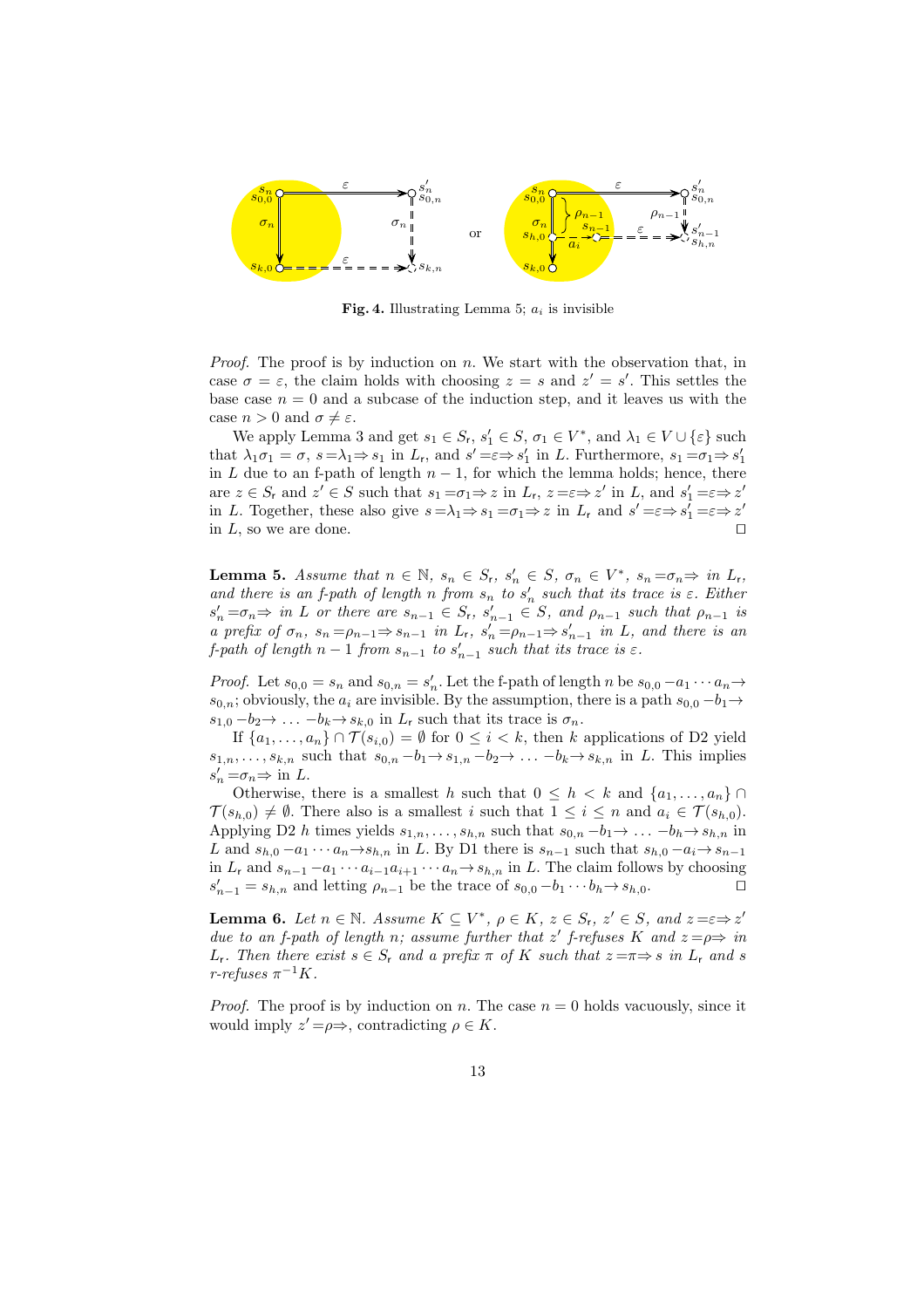**Fig. 4.** Illustrating Lemma 5; $a_i$ is invisible

*Proof.* The proof is by induction on $n$. We start with the observation that, in case $\sigma = \varepsilon$, the claim holds with choosing $z = s$ and $z' = s'$. This settles the base case $n = 0$ and a subcase of the induction step, and it leaves us with the case $n > 0$ and $\sigma \neq \varepsilon$.

We apply Lemma 3 and get $s_1 \in S_\mathsf{r}$, $s'_1 \in S$, $\sigma_1 \in V^*$, and $\lambda_1 \in V \cup \{\varepsilon\}$ such that $\lambda_1\sigma_1 = \sigma$, $s =\!\lambda_1\!\Rightarrow s_1$ in $L_\mathsf{r}$, and $s' =\!\varepsilon\!\Rightarrow s'_1$ in $L$. Furthermore, $s_1 =\!\sigma_1\!\Rightarrow s'_1$ in $L$ due to an f-path of length $n-1$, for which the lemma holds; hence, there are $z \in S_\mathsf{r}$ and $z' \in S$ such that $s_1 =\!\sigma_1\!\Rightarrow z$ in $L_\mathsf{r}$, $z =\!\varepsilon\!\Rightarrow z'$ in $L$, and $s'_1 =\!\varepsilon\!\Rightarrow z'$ in $L$. Together, these also give $s =\!\lambda_1\!\Rightarrow s_1 =\!\sigma_1\!\Rightarrow z$ in $L_\mathsf{r}$ and $s' =\!\varepsilon\!\Rightarrow s'_1 =\!\varepsilon\!\Rightarrow z'$ in $L$, so we are done. □

**Lemma 5.** *Assume that $n \in \mathbb{N}$, $s_n \in S_\mathsf{r}$, $s'_n \in S$, $\sigma_n \in V^*$, $s_n =\!\sigma_n\!\Rightarrow$ in $L_\mathsf{r}$, and there is an f-path of length $n$ from $s_n$ to $s'_n$ such that its trace is $\varepsilon$. Either $s'_n =\!\sigma_n\!\Rightarrow$ in $L$ or there are $s_{n-1} \in S_\mathsf{r}$, $s'_{n-1} \in S$, and $\rho_{n-1}$ such that $\rho_{n-1}$ is a prefix of $\sigma_n$, $s_n =\!\rho_{n-1}\!\Rightarrow s_{n-1}$ in $L_\mathsf{r}$, $s'_n =\!\rho_{n-1}\!\Rightarrow s'_{n-1}$ in $L$, and there is an f-path of length $n-1$ from $s_{n-1}$ to $s'_{n-1}$ such that its trace is $\varepsilon$.*

*Proof.* Let $s_{0,0} = s_n$ and $s_{0,n} = s'_n$. Let the f-path of length $n$ be $s_{0,0} -a_1 \cdots a_n\!\rightarrow s_{0,n}$; obviously, the $a_i$ are invisible. By the assumption, there is a path $s_{0,0} -b_1\!\rightarrow s_{1,0} -b_2\!\rightarrow \ldots -b_k\!\rightarrow s_{k,0}$ in $L_\mathsf{r}$ such that its trace is $\sigma_n$.

If $\{a_1, \ldots, a_n\} \cap \mathcal{T}(s_{i,0}) = \emptyset$ for $0 \leq i < k$, then $k$ applications of D2 yield $s_{1,n}, \ldots, s_{k,n}$ such that $s_{0,n} -b_1\!\rightarrow s_{1,n} -b_2\!\rightarrow \ldots -b_k\!\rightarrow s_{k,n}$ in $L$. This implies $s'_n =\!\sigma_n\!\Rightarrow$ in $L$.

Otherwise, there is a smallest $h$ such that $0 \leq h < k$ and $\{a_1, \ldots, a_n\} \cap \mathcal{T}(s_{h,0}) \neq \emptyset$. There also is a smallest $i$ such that $1 \leq i \leq n$ and $a_i \in \mathcal{T}(s_{h,0})$. Applying D2 $h$ times yields $s_{1,n}, \ldots, s_{h,n}$ such that $s_{0,n} -b_1\!\rightarrow \ldots -b_h\!\rightarrow s_{h,n}$ in $L$ and $s_{h,0} -a_1 \cdots a_n\!\rightarrow s_{h,n}$ in $L$. By D1 there is $s_{n-1}$ such that $s_{h,0} -a_i\!\rightarrow s_{n-1}$ in $L_\mathsf{r}$ and $s_{n-1} -a_1 \cdots a_{i-1}a_{i+1} \cdots a_n\!\rightarrow s_{h,n}$ in $L$. The claim follows by choosing $s'_{n-1} = s_{h,n}$ and letting $\rho_{n-1}$ be the trace of $s_{0,0} -b_1 \cdots b_h\!\rightarrow s_{h,0}$. □

**Lemma 6.** *Let $n \in \mathbb{N}$. Assume $K \subseteq V^*$, $\rho \in K$, $z \in S_\mathsf{r}$, $z' \in S$, and $z =\!\varepsilon\!\Rightarrow z'$ due to an f-path of length $n$; assume further that $z'$ f-refuses $K$ and $z =\!\rho\!\Rightarrow$ in $L_\mathsf{r}$. Then there exist $s \in S_\mathsf{r}$ and a prefix $\pi$ of $K$ such that $z =\!\pi\!\Rightarrow s$ in $L_\mathsf{r}$ and $s$ r-refuses $\pi^{-1}K$.*

*Proof.* The proof is by induction on $n$. The case $n = 0$ holds vacuously, since it would imply $z' =\!\rho\!\Rightarrow$, contradicting $\rho \in K$.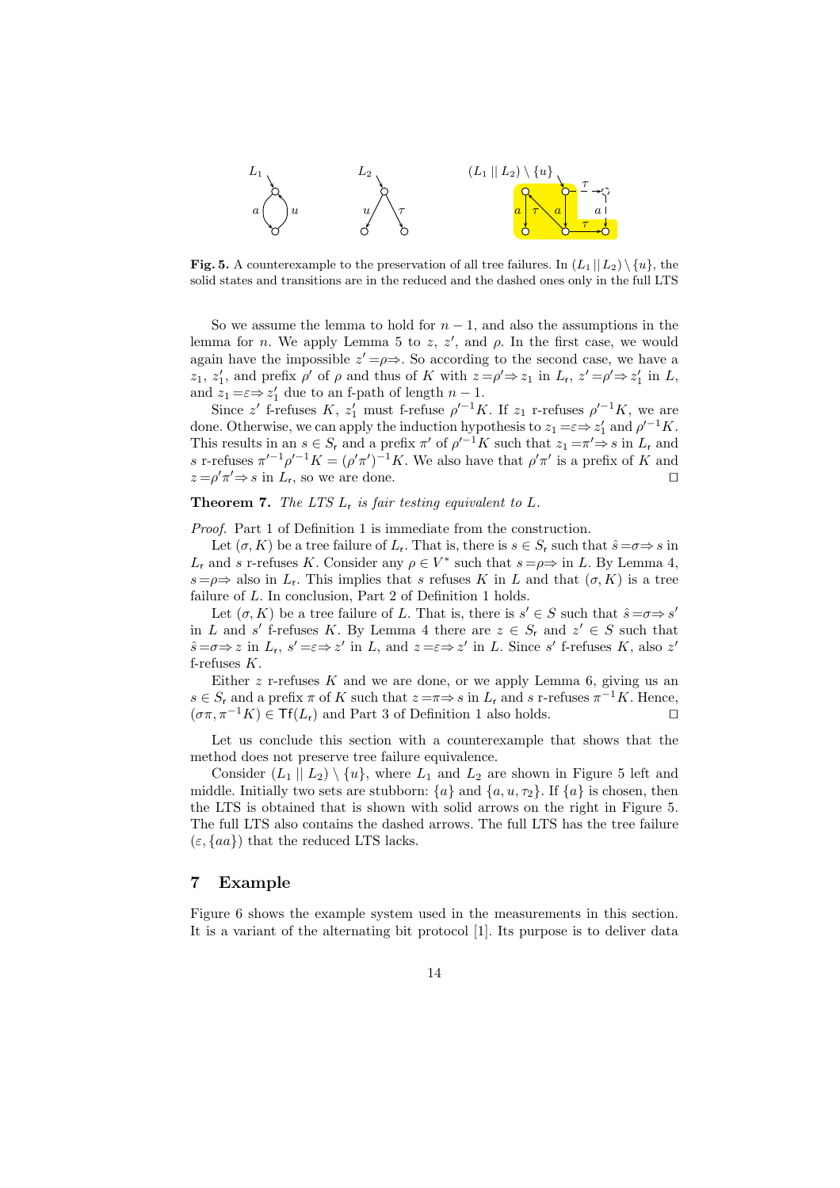**Fig. 5.** A counterexample to the preservation of all tree failures. In $(L_1 \,||\, L_2) \setminus \{u\}$, the solid states and transitions are in the reduced and the dashed ones only in the full LTS

So we assume the lemma to hold for $n-1$, and also the assumptions in the lemma for $n$. We apply Lemma 5 to $z$, $z'$, and $\rho$. In the first case, we would again have the impossible $z' \overset{\rho}{=}\!\!\Rightarrow$. So according to the second case, we have a $z_1$, $z_1'$, and prefix $\rho'$ of $\rho$ and thus of $K$ with $z \overset{\rho'}{=}\!\!\Rightarrow z_1$ in $L_\mathsf{r}$, $z' \overset{\rho'}{=}\!\!\Rightarrow z_1'$ in $L$, and $z_1 \overset{\varepsilon}{=}\!\!\Rightarrow z_1'$ due to an f-path of length $n-1$.

Since $z'$ f-refuses $K$, $z_1'$ must f-refuse $\rho'^{-1}K$. If $z_1$ r-refuses $\rho'^{-1}K$, we are done. Otherwise, we can apply the induction hypothesis to $z_1 \overset{\varepsilon}{=}\!\!\Rightarrow z_1'$ and $\rho'^{-1}K$. This results in an $s \in S_\mathsf{r}$ and a prefix $\pi'$ of $\rho'^{-1}K$ such that $z_1 \overset{\pi'}{=}\!\!\Rightarrow s$ in $L_\mathsf{r}$ and $s$ r-refuses $\pi'^{-1}\rho'^{-1}K = (\rho'\pi')^{-1}K$. We also have that $\rho'\pi'$ is a prefix of $K$ and $z \overset{\rho'\pi'}{=}\!\!\Rightarrow s$ in $L_\mathsf{r}$, so we are done. $\square$

**Theorem 7.** *The LTS $L_\mathsf{r}$ is fair testing equivalent to $L$.*

*Proof.* Part 1 of Definition 1 is immediate from the construction.

Let $(\sigma, K)$ be a tree failure of $L_\mathsf{r}$. That is, there is $s \in S_\mathsf{r}$ such that $\hat{s} \overset{\sigma}{=}\!\!\Rightarrow s$ in $L_\mathsf{r}$ and $s$ r-refuses $K$. Consider any $\rho \in V^*$ such that $s \overset{\rho}{=}\!\!\Rightarrow$ in $L$. By Lemma 4, $s \overset{\rho}{=}\!\!\Rightarrow$ also in $L_\mathsf{r}$. This implies that $s$ refuses $K$ in $L$ and that $(\sigma, K)$ is a tree failure of $L$. In conclusion, Part 2 of Definition 1 holds.

Let $(\sigma, K)$ be a tree failure of $L$. That is, there is $s' \in S$ such that $\hat{s} \overset{\sigma}{=}\!\!\Rightarrow s'$ in $L$ and $s'$ f-refuses $K$. By Lemma 4 there are $z \in S_\mathsf{r}$ and $z' \in S$ such that $\hat{s} \overset{\sigma}{=}\!\!\Rightarrow z$ in $L_\mathsf{r}$, $s' \overset{\varepsilon}{=}\!\!\Rightarrow z'$ in $L$, and $z \overset{\varepsilon}{=}\!\!\Rightarrow z'$ in $L$. Since $s'$ f-refuses $K$, also $z'$ f-refuses $K$.

Either $z$ r-refuses $K$ and we are done, or we apply Lemma 6, giving us an $s \in S_\mathsf{r}$ and a prefix $\pi$ of $K$ such that $z \overset{\pi}{=}\!\!\Rightarrow s$ in $L_\mathsf{r}$ and $s$ r-refuses $\pi^{-1}K$. Hence, $(\sigma\pi, \pi^{-1}K) \in \mathsf{Tf}(L_\mathsf{r})$ and Part 3 of Definition 1 also holds. $\square$

Let us conclude this section with a counterexample that shows that the method does not preserve tree failure equivalence.

Consider $(L_1 \,||\, L_2) \setminus \{u\}$, where $L_1$ and $L_2$ are shown in Figure 5 left and middle. Initially two sets are stubborn: $\{a\}$ and $\{a, u, \tau_2\}$. If $\{a\}$ is chosen, then the LTS is obtained that is shown with solid arrows on the right in Figure 5. The full LTS also contains the dashed arrows. The full LTS has the tree failure $(\varepsilon, \{aa\})$ that the reduced LTS lacks.

## 7 Example

Figure 6 shows the example system used in the measurements in this section. It is a variant of the alternating bit protocol [1]. Its purpose is to deliver data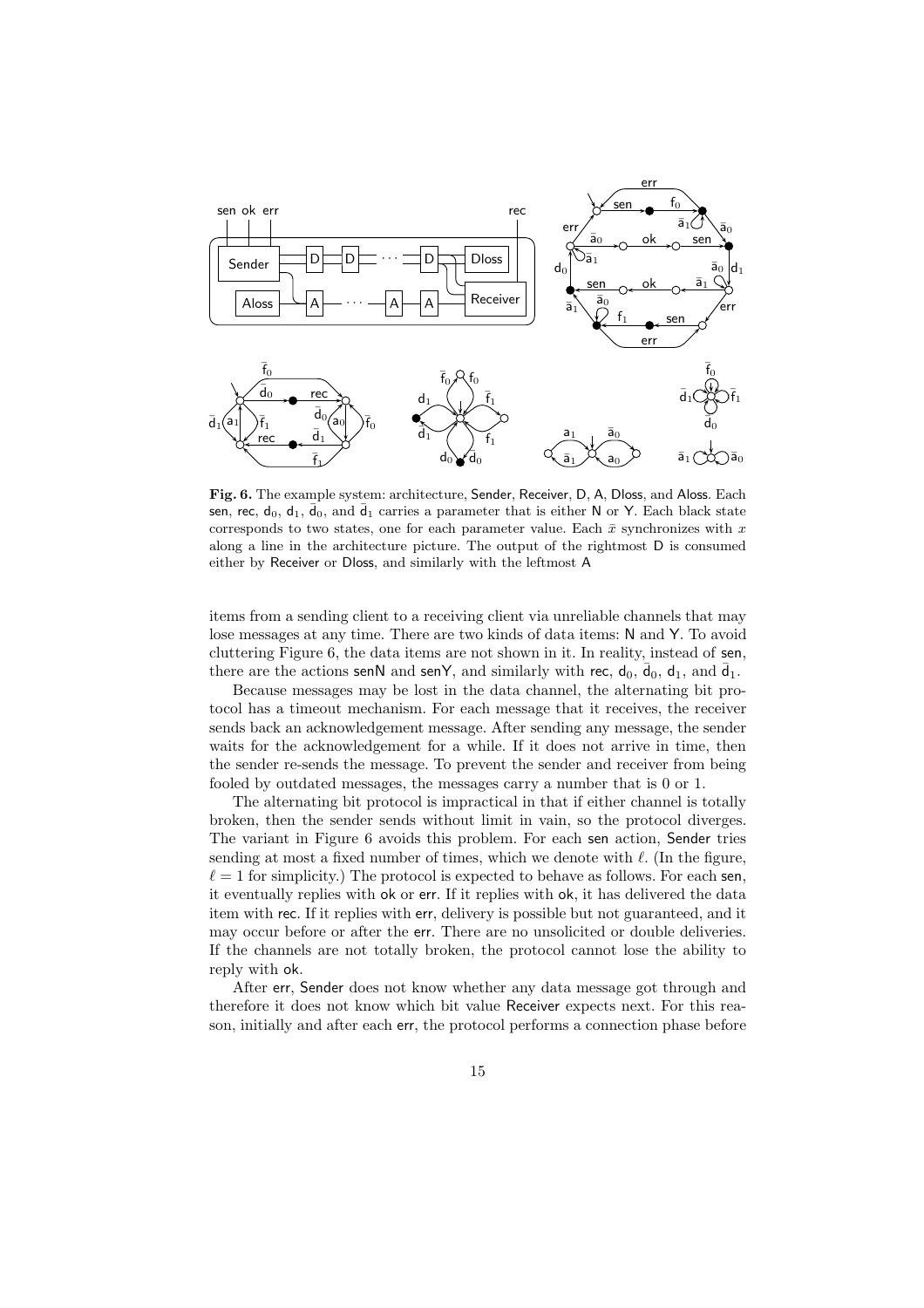**Fig. 6.** The example system: architecture, Sender, Receiver, D, A, Dloss, and Aloss. Each sen, rec, $d_0$, $d_1$, $\bar{d}_0$, and $\bar{d}_1$ carries a parameter that is either N or Y. Each black state corresponds to two states, one for each parameter value. Each $\bar{x}$ synchronizes with $x$ along a line in the architecture picture. The output of the rightmost D is consumed either by Receiver or Dloss, and similarly with the leftmost A

items from a sending client to a receiving client via unreliable channels that may lose messages at any time. There are two kinds of data items: N and Y. To avoid cluttering Figure 6, the data items are not shown in it. In reality, instead of sen, there are the actions senN and senY, and similarly with rec, $d_0$, $\bar{d}_0$, $d_1$, and $\bar{d}_1$.

Because messages may be lost in the data channel, the alternating bit protocol has a timeout mechanism. For each message that it receives, the receiver sends back an acknowledgement message. After sending any message, the sender waits for the acknowledgement for a while. If it does not arrive in time, then the sender re-sends the message. To prevent the sender and receiver from being fooled by outdated messages, the messages carry a number that is 0 or 1.

The alternating bit protocol is impractical in that if either channel is totally broken, then the sender sends without limit in vain, so the protocol diverges. The variant in Figure 6 avoids this problem. For each sen action, Sender tries sending at most a fixed number of times, which we denote with $\ell$. (In the figure, $\ell = 1$ for simplicity.) The protocol is expected to behave as follows. For each sen, it eventually replies with ok or err. If it replies with ok, it has delivered the data item with rec. If it replies with err, delivery is possible but not guaranteed, and it may occur before or after the err. There are no unsolicited or double deliveries. If the channels are not totally broken, the protocol cannot lose the ability to reply with ok.

After err, Sender does not know whether any data message got through and therefore it does not know which bit value Receiver expects next. For this reason, initially and after each err, the protocol performs a connection phase before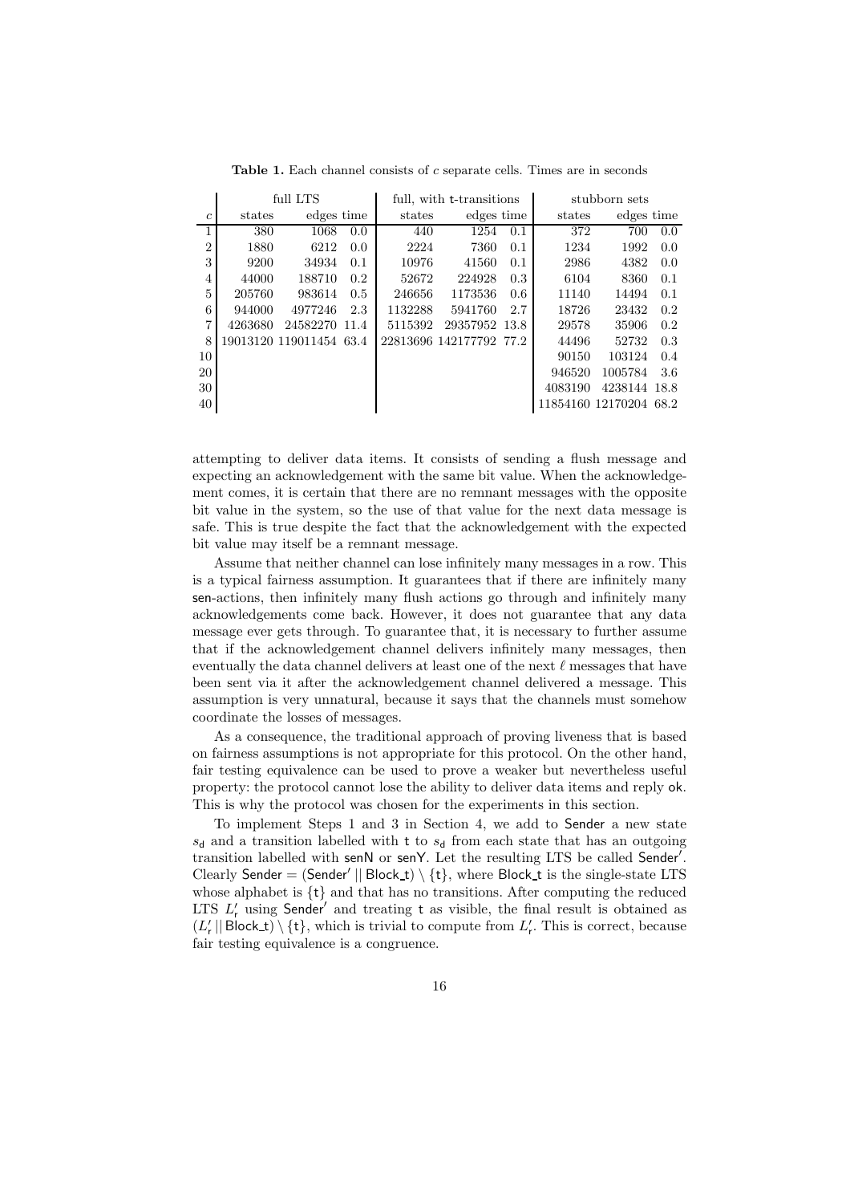**Table 1.** Each channel consists of $c$ separate cells. Times are in seconds

| | full LTS | | | full, with t-transitions | | | stubborn sets | | |
|---|---|---|---|---|---|---|---|---|---|
| $c$ | states | edges | time | states | edges | time | states | edges | time |
| 1 | 380 | 1068 | 0.0 | 440 | 1254 | 0.1 | 372 | 700 | 0.0 |
| 2 | 1880 | 6212 | 0.0 | 2224 | 7360 | 0.1 | 1234 | 1992 | 0.0 |
| 3 | 9200 | 34934 | 0.1 | 10976 | 41560 | 0.1 | 2986 | 4382 | 0.0 |
| 4 | 44000 | 188710 | 0.2 | 52672 | 224928 | 0.3 | 6104 | 8360 | 0.1 |
| 5 | 205760 | 983614 | 0.5 | 246656 | 1173536 | 0.6 | 11140 | 14494 | 0.1 |
| 6 | 944000 | 4977246 | 2.3 | 1132288 | 5941760 | 2.7 | 18726 | 23432 | 0.2 |
| 7 | 4263680 | 24582270 | 11.4 | 5115392 | 29357952 | 13.8 | 29578 | 35906 | 0.2 |
| 8 | 19013120 | 119011454 | 63.4 | 22813696 | 142177792 | 77.2 | 44496 | 52732 | 0.3 |
| 10 | | | | | | | 90150 | 103124 | 0.4 |
| 20 | | | | | | | 946520 | 1005784 | 3.6 |
| 30 | | | | | | | 4083190 | 4238144 | 18.8 |
| 40 | | | | | | | 11854160 | 12170204 | 68.2 |

attempting to deliver data items. It consists of sending a flush message and expecting an acknowledgement with the same bit value. When the acknowledgement comes, it is certain that there are no remnant messages with the opposite bit value in the system, so the use of that value for the next data message is safe. This is true despite the fact that the acknowledgement with the expected bit value may itself be a remnant message.

Assume that neither channel can lose infinitely many messages in a row. This is a typical fairness assumption. It guarantees that if there are infinitely many sen-actions, then infinitely many flush actions go through and infinitely many acknowledgements come back. However, it does not guarantee that any data message ever gets through. To guarantee that, it is necessary to further assume that if the acknowledgement channel delivers infinitely many messages, then eventually the data channel delivers at least one of the next $\ell$ messages that have been sent via it after the acknowledgement channel delivered a message. This assumption is very unnatural, because it says that the channels must somehow coordinate the losses of messages.

As a consequence, the traditional approach of proving liveness that is based on fairness assumptions is not appropriate for this protocol. On the other hand, fair testing equivalence can be used to prove a weaker but nevertheless useful property: the protocol cannot lose the ability to deliver data items and reply ok. This is why the protocol was chosen for the experiments in this section.

To implement Steps 1 and 3 in Section 4, we add to Sender a new state $s_\mathsf{d}$ and a transition labelled with t to $s_\mathsf{d}$ from each state that has an outgoing transition labelled with senN or senY. Let the resulting LTS be called Sender′. Clearly Sender = (Sender′ || Block_t) $\setminus$ {t}, where Block_t is the single-state LTS whose alphabet is {t} and that has no transitions. After computing the reduced LTS $L'_\mathsf{r}$ using Sender′ and treating t as visible, the final result is obtained as $(L'_\mathsf{r} \,||\, \mathsf{Block\_t}) \setminus \{\mathsf{t}\}$, which is trivial to compute from $L'_\mathsf{r}$. This is correct, because fair testing equivalence is a congruence.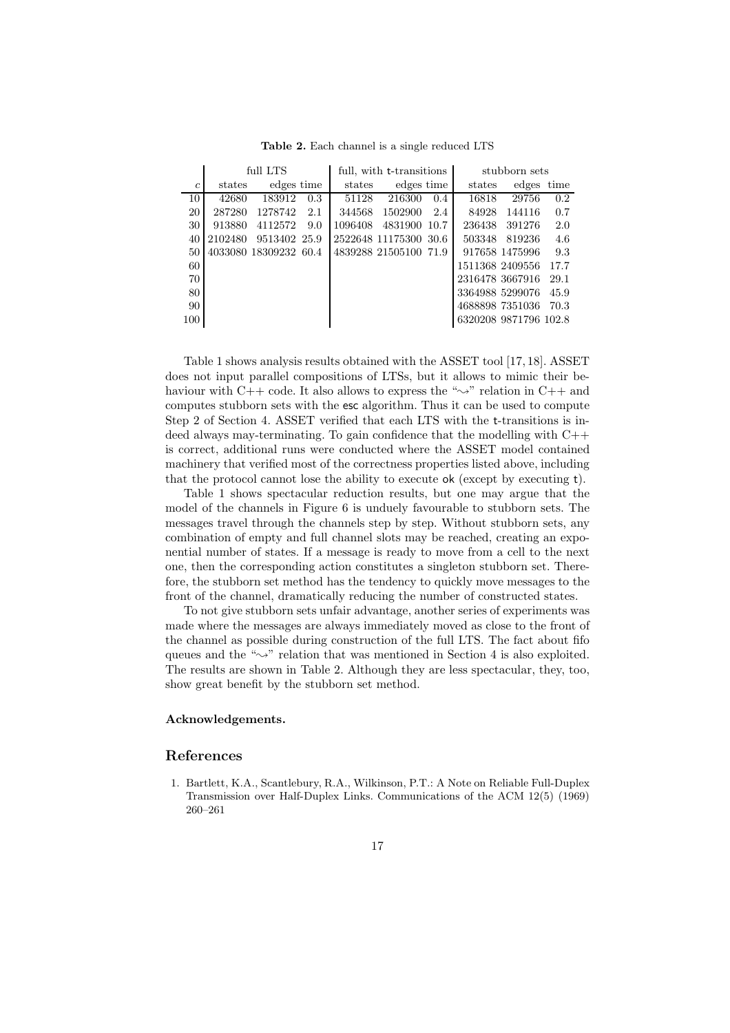**Table 2.** Each channel is a single reduced LTS

| | full LTS | | | full, with t-transitions | | | stubborn sets | | |
|---|---|---|---|---|---|---|---|---|---|
| $c$ | states | edges | time | states | edges | time | states | edges | time |
| 10 | 42680 | 183912 | 0.3 | 51128 | 216300 | 0.4 | 16818 | 29756 | 0.2 |
| 20 | 287280 | 1278742 | 2.1 | 344568 | 1502900 | 2.4 | 84928 | 144116 | 0.7 |
| 30 | 913880 | 4112572 | 9.0 | 1096408 | 4831900 | 10.7 | 236438 | 391276 | 2.0 |
| 40 | 2102480 | 9513402 | 25.9 | 2522648 | 11175300 | 30.6 | 503348 | 819236 | 4.6 |
| 50 | 4033080 | 18309232 | 60.4 | 4839288 | 21505100 | 71.9 | 917658 | 1475996 | 9.3 |
| 60 | | | | | | | 1511368 | 2409556 | 17.7 |
| 70 | | | | | | | 2316478 | 3667916 | 29.1 |
| 80 | | | | | | | 3364988 | 5299076 | 45.9 |
| 90 | | | | | | | 4688898 | 7351036 | 70.3 |
| 100 | | | | | | | 6320208 | 9871796 | 102.8 |

Table 1 shows analysis results obtained with the ASSET tool [17, 18]. ASSET does not input parallel compositions of LTSs, but it allows to mimic their behaviour with C++ code. It also allows to express the "$\rightsquigarrow$" relation in C++ and computes stubborn sets with the esc algorithm. Thus it can be used to compute Step 2 of Section 4. ASSET verified that each LTS with the t-transitions is indeed always may-terminating. To gain confidence that the modelling with C++ is correct, additional runs were conducted where the ASSET model contained machinery that verified most of the correctness properties listed above, including that the protocol cannot lose the ability to execute ok (except by executing t).

Table 1 shows spectacular reduction results, but one may argue that the model of the channels in Figure 6 is unduely favourable to stubborn sets. The messages travel through the channels step by step. Without stubborn sets, any combination of empty and full channel slots may be reached, creating an exponential number of states. If a message is ready to move from a cell to the next one, then the corresponding action constitutes a singleton stubborn set. Therefore, the stubborn set method has the tendency to quickly move messages to the front of the channel, dramatically reducing the number of constructed states.

To not give stubborn sets unfair advantage, another series of experiments was made where the messages are always immediately moved as close to the front of the channel as possible during construction of the full LTS. The fact about fifo queues and the "$\rightsquigarrow$" relation that was mentioned in Section 4 is also exploited. The results are shown in Table 2. Although they are less spectacular, they, too, show great benefit by the stubborn set method.

**Acknowledgements.**

## References

1. Bartlett, K.A., Scantlebury, R.A., Wilkinson, P.T.: A Note on Reliable Full-Duplex Transmission over Half-Duplex Links. Communications of the ACM 12(5) (1969) 260–261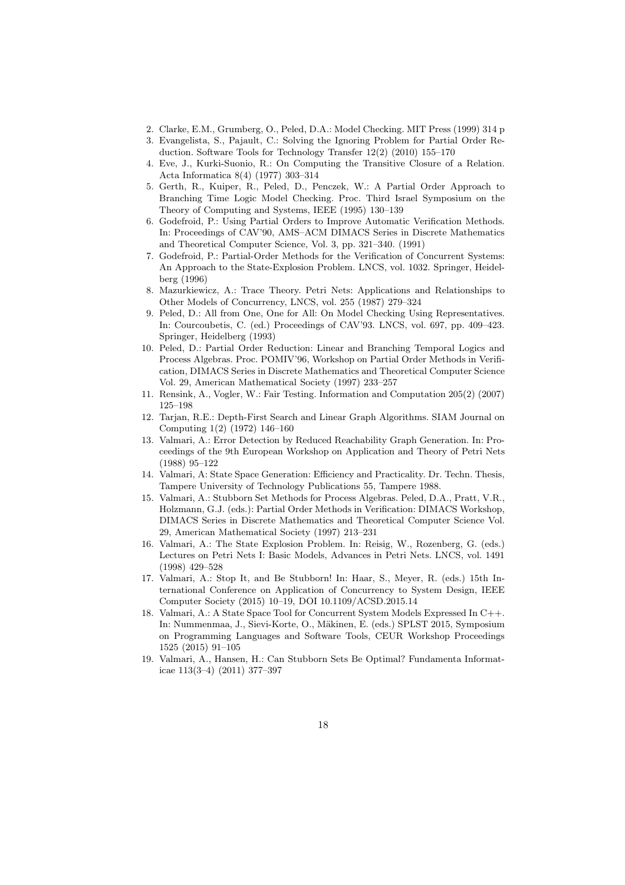2. Clarke, E.M., Grumberg, O., Peled, D.A.: Model Checking. MIT Press (1999) 314 p
3. Evangelista, S., Pajault, C.: Solving the Ignoring Problem for Partial Order Reduction. Software Tools for Technology Transfer 12(2) (2010) 155–170
4. Eve, J., Kurki-Suonio, R.: On Computing the Transitive Closure of a Relation. Acta Informatica 8(4) (1977) 303–314
5. Gerth, R., Kuiper, R., Peled, D., Penczek, W.: A Partial Order Approach to Branching Time Logic Model Checking. Proc. Third Israel Symposium on the Theory of Computing and Systems, IEEE (1995) 130–139
6. Godefroid, P.: Using Partial Orders to Improve Automatic Verification Methods. In: Proceedings of CAV'90, AMS–ACM DIMACS Series in Discrete Mathematics and Theoretical Computer Science, Vol. 3, pp. 321–340. (1991)
7. Godefroid, P.: Partial-Order Methods for the Verification of Concurrent Systems: An Approach to the State-Explosion Problem. LNCS, vol. 1032. Springer, Heidelberg (1996)
8. Mazurkiewicz, A.: Trace Theory. Petri Nets: Applications and Relationships to Other Models of Concurrency, LNCS, vol. 255 (1987) 279–324
9. Peled, D.: All from One, One for All: On Model Checking Using Representatives. In: Courcoubetis, C. (ed.) Proceedings of CAV'93. LNCS, vol. 697, pp. 409–423. Springer, Heidelberg (1993)
10. Peled, D.: Partial Order Reduction: Linear and Branching Temporal Logics and Process Algebras. Proc. POMIV'96, Workshop on Partial Order Methods in Verification, DIMACS Series in Discrete Mathematics and Theoretical Computer Science Vol. 29, American Mathematical Society (1997) 233–257
11. Rensink, A., Vogler, W.: Fair Testing. Information and Computation 205(2) (2007) 125–198
12. Tarjan, R.E.: Depth-First Search and Linear Graph Algorithms. SIAM Journal on Computing 1(2) (1972) 146–160
13. Valmari, A.: Error Detection by Reduced Reachability Graph Generation. In: Proceedings of the 9th European Workshop on Application and Theory of Petri Nets (1988) 95–122
14. Valmari, A: State Space Generation: Efficiency and Practicality. Dr. Techn. Thesis, Tampere University of Technology Publications 55, Tampere 1988.
15. Valmari, A.: Stubborn Set Methods for Process Algebras. Peled, D.A., Pratt, V.R., Holzmann, G.J. (eds.): Partial Order Methods in Verification: DIMACS Workshop, DIMACS Series in Discrete Mathematics and Theoretical Computer Science Vol. 29, American Mathematical Society (1997) 213–231
16. Valmari, A.: The State Explosion Problem. In: Reisig, W., Rozenberg, G. (eds.) Lectures on Petri Nets I: Basic Models, Advances in Petri Nets. LNCS, vol. 1491 (1998) 429–528
17. Valmari, A.: Stop It, and Be Stubborn! In: Haar, S., Meyer, R. (eds.) 15th International Conference on Application of Concurrency to System Design, IEEE Computer Society (2015) 10–19, DOI 10.1109/ACSD.2015.14
18. Valmari, A.: A State Space Tool for Concurrent System Models Expressed In C++. In: Nummenmaa, J., Sievi-Korte, O., Mäkinen, E. (eds.) SPLST 2015, Symposium on Programming Languages and Software Tools, CEUR Workshop Proceedings 1525 (2015) 91–105
19. Valmari, A., Hansen, H.: Can Stubborn Sets Be Optimal? Fundamenta Informaticae 113(3–4) (2011) 377–397